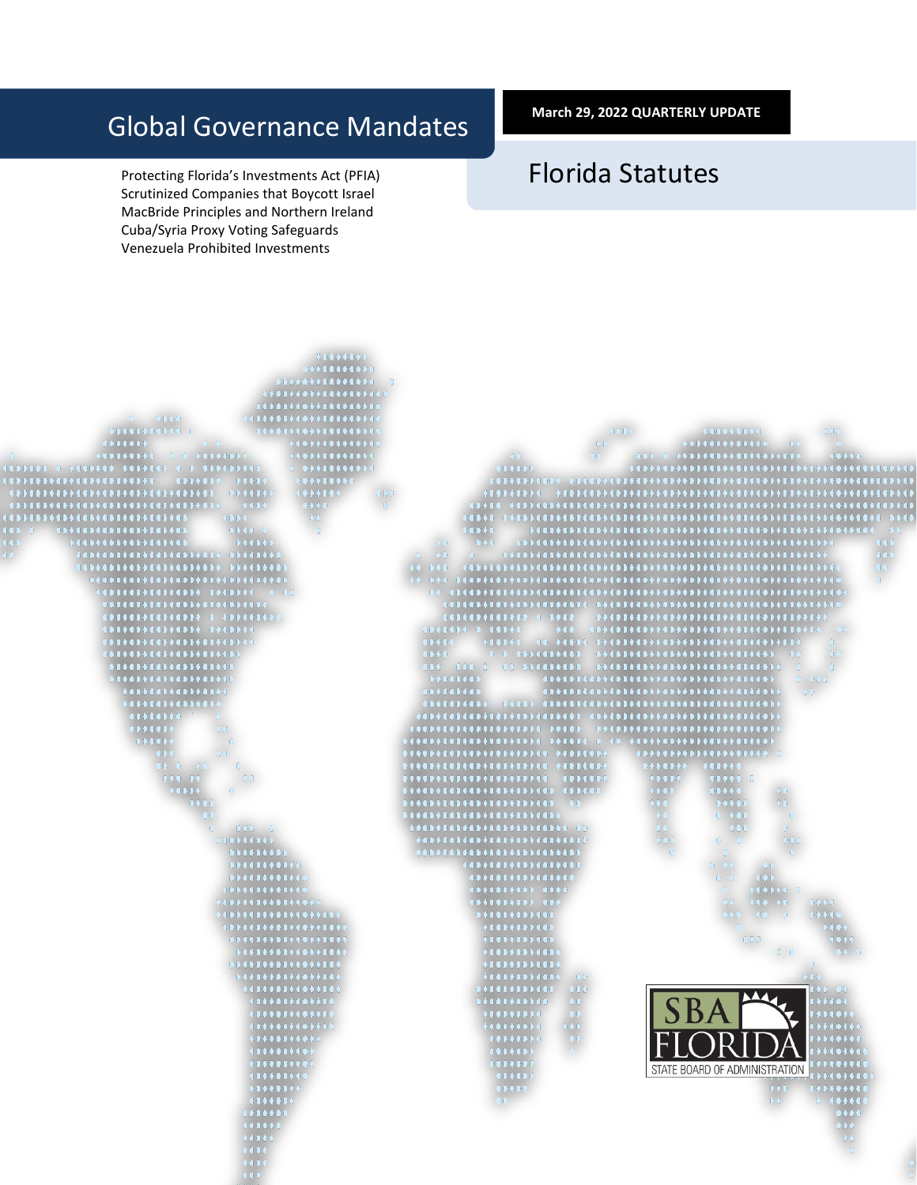# Global Governance Mandates

**March 29, 2022 QUARTERLY UPDATE**

## Florida Statutes

Protecting Florida's Investments Act (PFIA)
Scrutinized Companies that Boycott Israel
MacBride Principles and Northern Ireland
Cuba/Syria Proxy Voting Safeguards
Venezuela Prohibited Investments

SBA FLORIDA
STATE BOARD OF ADMINISTRATION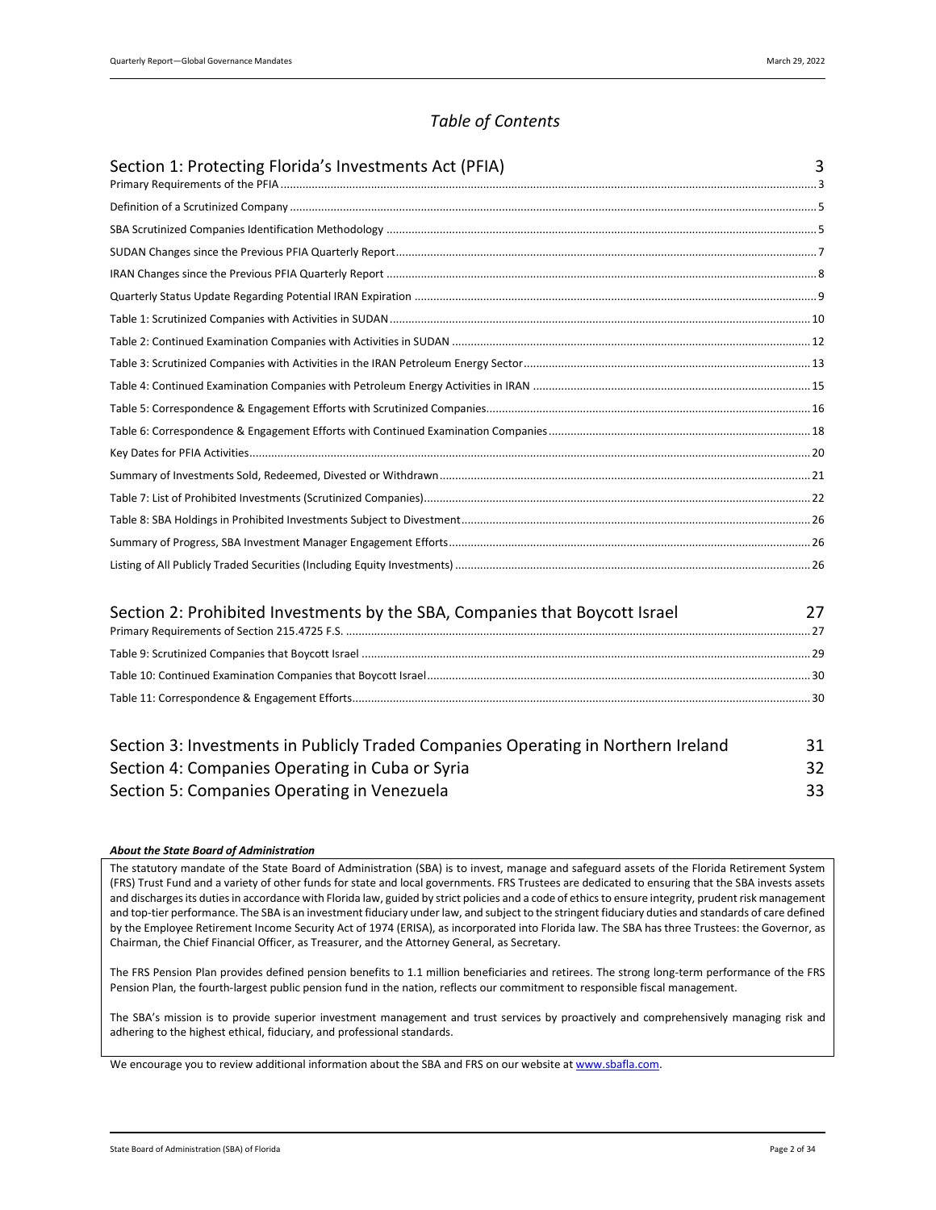# *Table of Contents*

| | |
|---|---|
| **Section 1: Protecting Florida's Investments Act (PFIA)** | **3** |
| Primary Requirements of the PFIA | 3 |
| Definition of a Scrutinized Company | 5 |
| SBA Scrutinized Companies Identification Methodology | 5 |
| SUDAN Changes since the Previous PFIA Quarterly Report | 7 |
| IRAN Changes since the Previous PFIA Quarterly Report | 8 |
| Quarterly Status Update Regarding Potential IRAN Expiration | 9 |
| Table 1: Scrutinized Companies with Activities in SUDAN | 10 |
| Table 2: Continued Examination Companies with Activities in SUDAN | 12 |
| Table 3: Scrutinized Companies with Activities in the IRAN Petroleum Energy Sector | 13 |
| Table 4: Continued Examination Companies with Petroleum Energy Activities in IRAN | 15 |
| Table 5: Correspondence & Engagement Efforts with Scrutinized Companies | 16 |
| Table 6: Correspondence & Engagement Efforts with Continued Examination Companies | 18 |
| Key Dates for PFIA Activities | 20 |
| Summary of Investments Sold, Redeemed, Divested or Withdrawn | 21 |
| Table 7: List of Prohibited Investments (Scrutinized Companies) | 22 |
| Table 8: SBA Holdings in Prohibited Investments Subject to Divestment | 26 |
| Summary of Progress, SBA Investment Manager Engagement Efforts | 26 |
| Listing of All Publicly Traded Securities (Including Equity Investments) | 26 |
| **Section 2: Prohibited Investments by the SBA, Companies that Boycott Israel** | **27** |
| Primary Requirements of Section 215.4725 F.S. | 27 |
| Table 9: Scrutinized Companies that Boycott Israel | 29 |
| Table 10: Continued Examination Companies that Boycott Israel | 30 |
| Table 11: Correspondence & Engagement Efforts | 30 |
| **Section 3: Investments in Publicly Traded Companies Operating in Northern Ireland** | **31** |
| **Section 4: Companies Operating in Cuba or Syria** | **32** |
| **Section 5: Companies Operating in Venezuela** | **33** |

***About the State Board of Administration***

The statutory mandate of the State Board of Administration (SBA) is to invest, manage and safeguard assets of the Florida Retirement System (FRS) Trust Fund and a variety of other funds for state and local governments. FRS Trustees are dedicated to ensuring that the SBA invests assets and discharges its duties in accordance with Florida law, guided by strict policies and a code of ethics to ensure integrity, prudent risk management and top-tier performance. The SBA is an investment fiduciary under law, and subject to the stringent fiduciary duties and standards of care defined by the Employee Retirement Income Security Act of 1974 (ERISA), as incorporated into Florida law. The SBA has three Trustees: the Governor, as Chairman, the Chief Financial Officer, as Treasurer, and the Attorney General, as Secretary.

The FRS Pension Plan provides defined pension benefits to 1.1 million beneficiaries and retirees. The strong long-term performance of the FRS Pension Plan, the fourth-largest public pension fund in the nation, reflects our commitment to responsible fiscal management.

The SBA's mission is to provide superior investment management and trust services by proactively and comprehensively managing risk and adhering to the highest ethical, fiduciary, and professional standards.

We encourage you to review additional information about the SBA and FRS on our website at www.sbafla.com.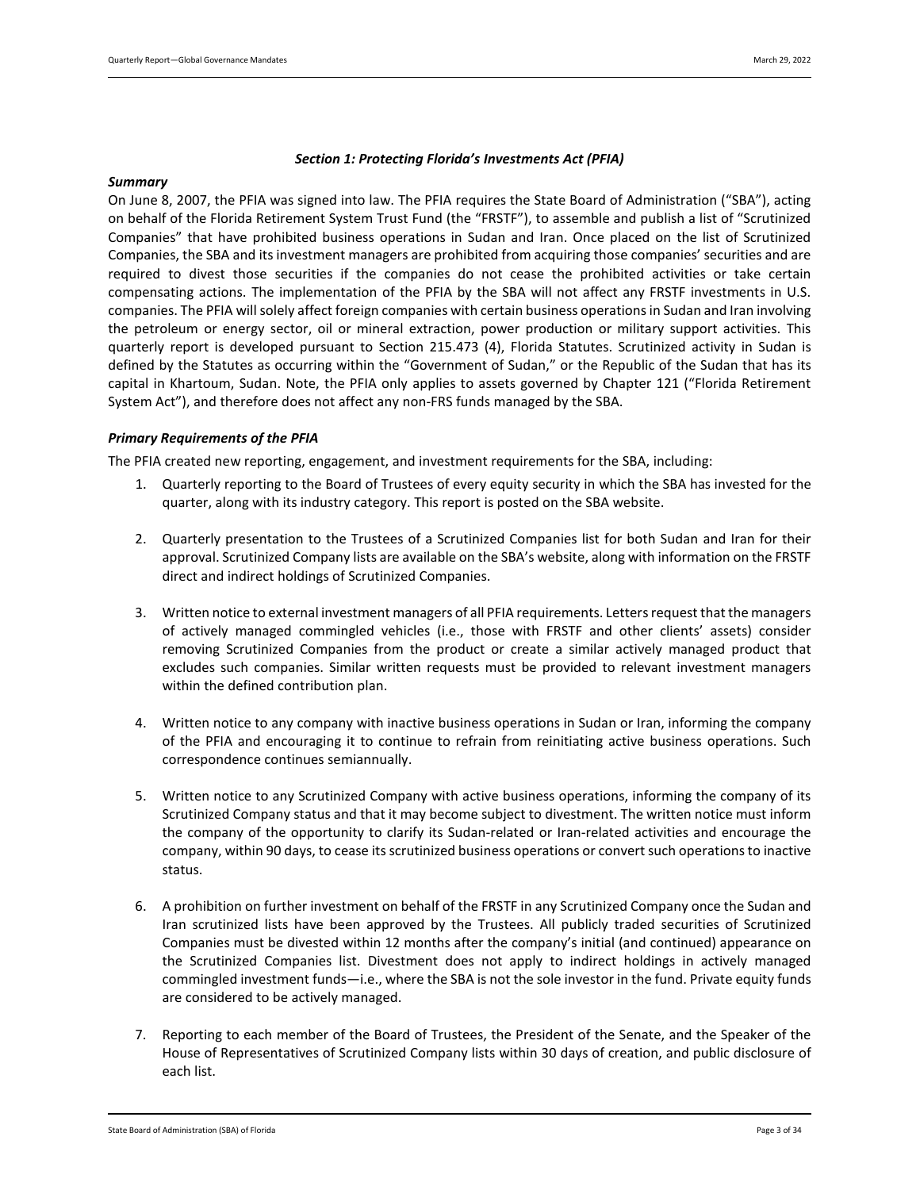### *Section 1: Protecting Florida's Investments Act (PFIA)*

***Summary***

On June 8, 2007, the PFIA was signed into law. The PFIA requires the State Board of Administration ("SBA"), acting on behalf of the Florida Retirement System Trust Fund (the "FRSTF"), to assemble and publish a list of "Scrutinized Companies" that have prohibited business operations in Sudan and Iran. Once placed on the list of Scrutinized Companies, the SBA and its investment managers are prohibited from acquiring those companies' securities and are required to divest those securities if the companies do not cease the prohibited activities or take certain compensating actions. The implementation of the PFIA by the SBA will not affect any FRSTF investments in U.S. companies. The PFIA will solely affect foreign companies with certain business operations in Sudan and Iran involving the petroleum or energy sector, oil or mineral extraction, power production or military support activities. This quarterly report is developed pursuant to Section 215.473 (4), Florida Statutes. Scrutinized activity in Sudan is defined by the Statutes as occurring within the "Government of Sudan," or the Republic of the Sudan that has its capital in Khartoum, Sudan. Note, the PFIA only applies to assets governed by Chapter 121 ("Florida Retirement System Act"), and therefore does not affect any non-FRS funds managed by the SBA.

***Primary Requirements of the PFIA***

The PFIA created new reporting, engagement, and investment requirements for the SBA, including:

1. Quarterly reporting to the Board of Trustees of every equity security in which the SBA has invested for the quarter, along with its industry category. This report is posted on the SBA website.

2. Quarterly presentation to the Trustees of a Scrutinized Companies list for both Sudan and Iran for their approval. Scrutinized Company lists are available on the SBA's website, along with information on the FRSTF direct and indirect holdings of Scrutinized Companies.

3. Written notice to external investment managers of all PFIA requirements. Letters request that the managers of actively managed commingled vehicles (i.e., those with FRSTF and other clients' assets) consider removing Scrutinized Companies from the product or create a similar actively managed product that excludes such companies. Similar written requests must be provided to relevant investment managers within the defined contribution plan.

4. Written notice to any company with inactive business operations in Sudan or Iran, informing the company of the PFIA and encouraging it to continue to refrain from reinitiating active business operations. Such correspondence continues semiannually.

5. Written notice to any Scrutinized Company with active business operations, informing the company of its Scrutinized Company status and that it may become subject to divestment. The written notice must inform the company of the opportunity to clarify its Sudan-related or Iran-related activities and encourage the company, within 90 days, to cease its scrutinized business operations or convert such operations to inactive status.

6. A prohibition on further investment on behalf of the FRSTF in any Scrutinized Company once the Sudan and Iran scrutinized lists have been approved by the Trustees. All publicly traded securities of Scrutinized Companies must be divested within 12 months after the company's initial (and continued) appearance on the Scrutinized Companies list. Divestment does not apply to indirect holdings in actively managed commingled investment funds—i.e., where the SBA is not the sole investor in the fund. Private equity funds are considered to be actively managed.

7. Reporting to each member of the Board of Trustees, the President of the Senate, and the Speaker of the House of Representatives of Scrutinized Company lists within 30 days of creation, and public disclosure of each list.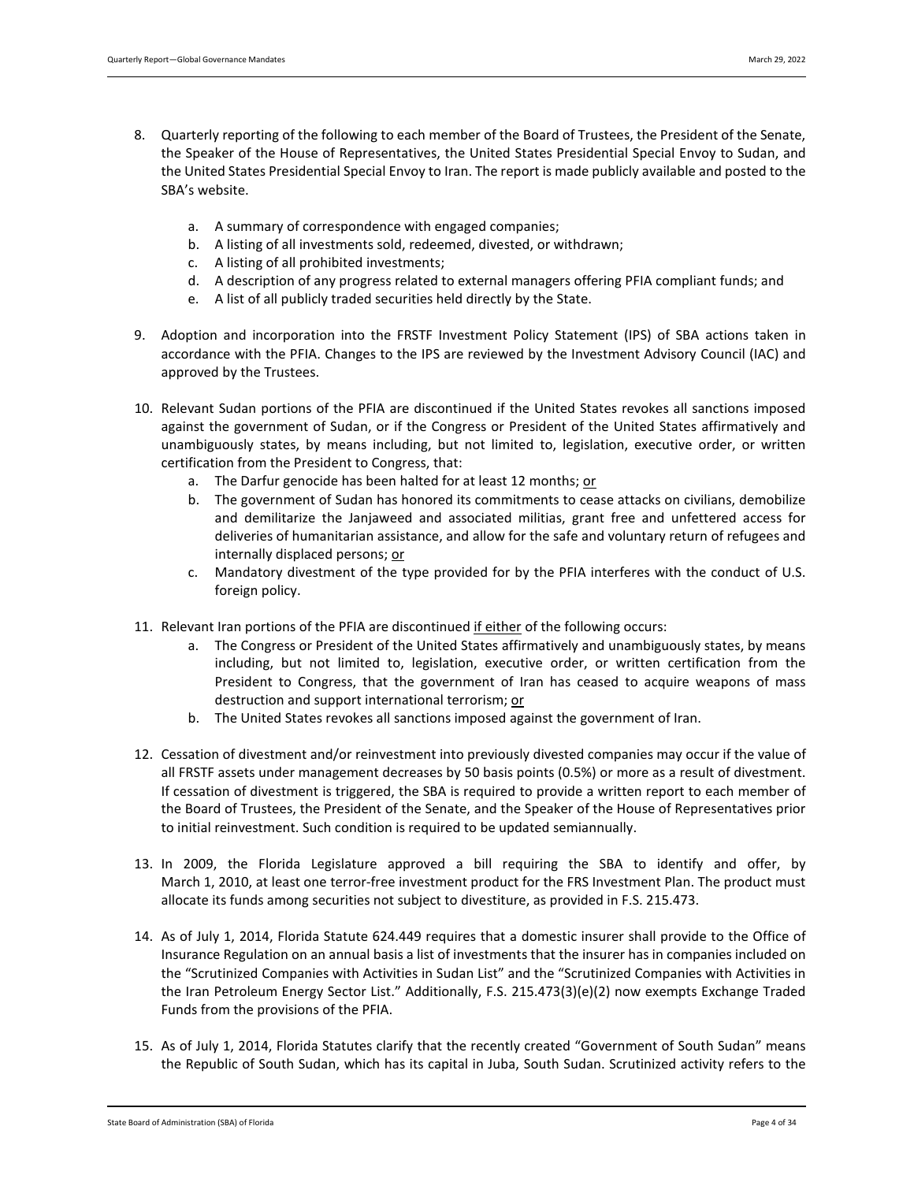8. Quarterly reporting of the following to each member of the Board of Trustees, the President of the Senate, the Speaker of the House of Representatives, the United States Presidential Special Envoy to Sudan, and the United States Presidential Special Envoy to Iran. The report is made publicly available and posted to the SBA's website.

    a. A summary of correspondence with engaged companies;
    b. A listing of all investments sold, redeemed, divested, or withdrawn;
    c. A listing of all prohibited investments;
    d. A description of any progress related to external managers offering PFIA compliant funds; and
    e. A list of all publicly traded securities held directly by the State.

9. Adoption and incorporation into the FRSTF Investment Policy Statement (IPS) of SBA actions taken in accordance with the PFIA. Changes to the IPS are reviewed by the Investment Advisory Council (IAC) and approved by the Trustees.

10. Relevant Sudan portions of the PFIA are discontinued if the United States revokes all sanctions imposed against the government of Sudan, or if the Congress or President of the United States affirmatively and unambiguously states, by means including, but not limited to, legislation, executive order, or written certification from the President to Congress, that:
    a. The Darfur genocide has been halted for at least 12 months; <u>or</u>
    b. The government of Sudan has honored its commitments to cease attacks on civilians, demobilize and demilitarize the Janjaweed and associated militias, grant free and unfettered access for deliveries of humanitarian assistance, and allow for the safe and voluntary return of refugees and internally displaced persons; <u>or</u>
    c. Mandatory divestment of the type provided for by the PFIA interferes with the conduct of U.S. foreign policy.

11. Relevant Iran portions of the PFIA are discontinued <u>if either</u> of the following occurs:
    a. The Congress or President of the United States affirmatively and unambiguously states, by means including, but not limited to, legislation, executive order, or written certification from the President to Congress, that the government of Iran has ceased to acquire weapons of mass destruction and support international terrorism; <u>or</u>
    b. The United States revokes all sanctions imposed against the government of Iran.

12. Cessation of divestment and/or reinvestment into previously divested companies may occur if the value of all FRSTF assets under management decreases by 50 basis points (0.5%) or more as a result of divestment. If cessation of divestment is triggered, the SBA is required to provide a written report to each member of the Board of Trustees, the President of the Senate, and the Speaker of the House of Representatives prior to initial reinvestment. Such condition is required to be updated semiannually.

13. In 2009, the Florida Legislature approved a bill requiring the SBA to identify and offer, by March 1, 2010, at least one terror-free investment product for the FRS Investment Plan. The product must allocate its funds among securities not subject to divestiture, as provided in F.S. 215.473.

14. As of July 1, 2014, Florida Statute 624.449 requires that a domestic insurer shall provide to the Office of Insurance Regulation on an annual basis a list of investments that the insurer has in companies included on the "Scrutinized Companies with Activities in Sudan List" and the "Scrutinized Companies with Activities in the Iran Petroleum Energy Sector List." Additionally, F.S. 215.473(3)(e)(2) now exempts Exchange Traded Funds from the provisions of the PFIA.

15. As of July 1, 2014, Florida Statutes clarify that the recently created "Government of South Sudan" means the Republic of South Sudan, which has its capital in Juba, South Sudan. Scrutinized activity refers to the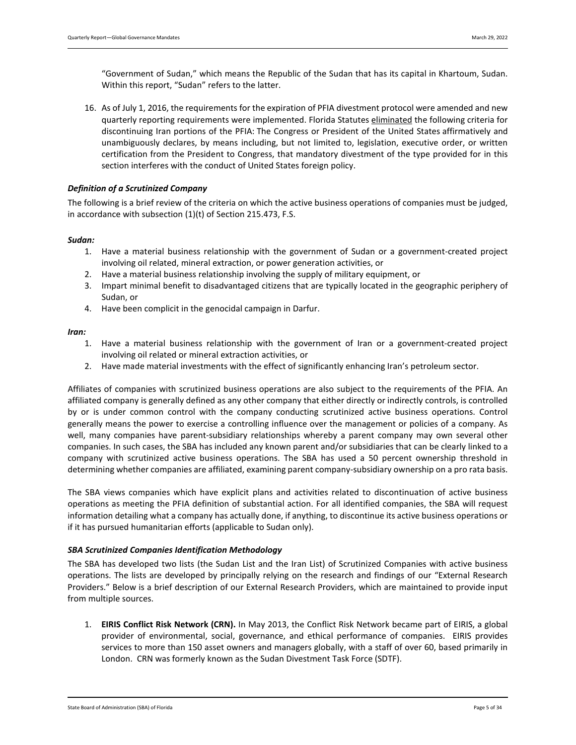"Government of Sudan," which means the Republic of the Sudan that has its capital in Khartoum, Sudan. Within this report, "Sudan" refers to the latter.

16. As of July 1, 2016, the requirements for the expiration of PFIA divestment protocol were amended and new quarterly reporting requirements were implemented. Florida Statutes eliminated the following criteria for discontinuing Iran portions of the PFIA: The Congress or President of the United States affirmatively and unambiguously declares, by means including, but not limited to, legislation, executive order, or written certification from the President to Congress, that mandatory divestment of the type provided for in this section interferes with the conduct of United States foreign policy.

### *Definition of a Scrutinized Company*

The following is a brief review of the criteria on which the active business operations of companies must be judged, in accordance with subsection (1)(t) of Section 215.473, F.S.

***Sudan:***

1. Have a material business relationship with the government of Sudan or a government-created project involving oil related, mineral extraction, or power generation activities, or
2. Have a material business relationship involving the supply of military equipment, or
3. Impart minimal benefit to disadvantaged citizens that are typically located in the geographic periphery of Sudan, or
4. Have been complicit in the genocidal campaign in Darfur.

***Iran:***

1. Have a material business relationship with the government of Iran or a government-created project involving oil related or mineral extraction activities, or
2. Have made material investments with the effect of significantly enhancing Iran's petroleum sector.

Affiliates of companies with scrutinized business operations are also subject to the requirements of the PFIA. An affiliated company is generally defined as any other company that either directly or indirectly controls, is controlled by or is under common control with the company conducting scrutinized active business operations. Control generally means the power to exercise a controlling influence over the management or policies of a company. As well, many companies have parent-subsidiary relationships whereby a parent company may own several other companies. In such cases, the SBA has included any known parent and/or subsidiaries that can be clearly linked to a company with scrutinized active business operations. The SBA has used a 50 percent ownership threshold in determining whether companies are affiliated, examining parent company-subsidiary ownership on a pro rata basis.

The SBA views companies which have explicit plans and activities related to discontinuation of active business operations as meeting the PFIA definition of substantial action. For all identified companies, the SBA will request information detailing what a company has actually done, if anything, to discontinue its active business operations or if it has pursued humanitarian efforts (applicable to Sudan only).

### *SBA Scrutinized Companies Identification Methodology*

The SBA has developed two lists (the Sudan List and the Iran List) of Scrutinized Companies with active business operations. The lists are developed by principally relying on the research and findings of our "External Research Providers." Below is a brief description of our External Research Providers, which are maintained to provide input from multiple sources.

1. **EIRIS Conflict Risk Network (CRN).** In May 2013, the Conflict Risk Network became part of EIRIS, a global provider of environmental, social, governance, and ethical performance of companies. EIRIS provides services to more than 150 asset owners and managers globally, with a staff of over 60, based primarily in London. CRN was formerly known as the Sudan Divestment Task Force (SDTF).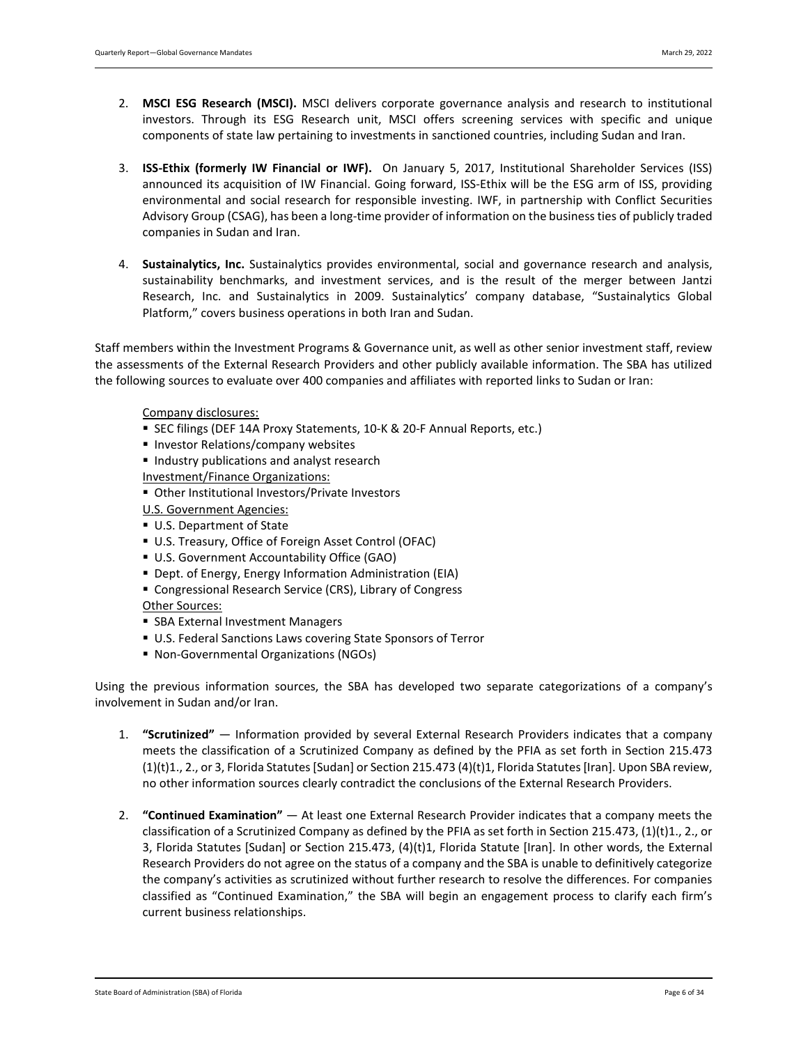2. **MSCI ESG Research (MSCI).** MSCI delivers corporate governance analysis and research to institutional investors. Through its ESG Research unit, MSCI offers screening services with specific and unique components of state law pertaining to investments in sanctioned countries, including Sudan and Iran.

3. **ISS-Ethix (formerly IW Financial or IWF).** On January 5, 2017, Institutional Shareholder Services (ISS) announced its acquisition of IW Financial. Going forward, ISS-Ethix will be the ESG arm of ISS, providing environmental and social research for responsible investing. IWF, in partnership with Conflict Securities Advisory Group (CSAG), has been a long-time provider of information on the business ties of publicly traded companies in Sudan and Iran.

4. **Sustainalytics, Inc.** Sustainalytics provides environmental, social and governance research and analysis, sustainability benchmarks, and investment services, and is the result of the merger between Jantzi Research, Inc. and Sustainalytics in 2009. Sustainalytics' company database, "Sustainalytics Global Platform," covers business operations in both Iran and Sudan.

Staff members within the Investment Programs & Governance unit, as well as other senior investment staff, review the assessments of the External Research Providers and other publicly available information. The SBA has utilized the following sources to evaluate over 400 companies and affiliates with reported links to Sudan or Iran:

Company disclosures:

- SEC filings (DEF 14A Proxy Statements, 10-K & 20-F Annual Reports, etc.)
- Investor Relations/company websites
- Industry publications and analyst research

Investment/Finance Organizations:

- Other Institutional Investors/Private Investors

U.S. Government Agencies:

- U.S. Department of State
- U.S. Treasury, Office of Foreign Asset Control (OFAC)
- U.S. Government Accountability Office (GAO)
- Dept. of Energy, Energy Information Administration (EIA)
- Congressional Research Service (CRS), Library of Congress

Other Sources:

- SBA External Investment Managers
- U.S. Federal Sanctions Laws covering State Sponsors of Terror
- Non-Governmental Organizations (NGOs)

Using the previous information sources, the SBA has developed two separate categorizations of a company's involvement in Sudan and/or Iran.

1. **"Scrutinized"** — Information provided by several External Research Providers indicates that a company meets the classification of a Scrutinized Company as defined by the PFIA as set forth in Section 215.473 (1)(t)1., 2., or 3, Florida Statutes [Sudan] or Section 215.473 (4)(t)1, Florida Statutes [Iran]. Upon SBA review, no other information sources clearly contradict the conclusions of the External Research Providers.

2. **"Continued Examination"** — At least one External Research Provider indicates that a company meets the classification of a Scrutinized Company as defined by the PFIA as set forth in Section 215.473, (1)(t)1., 2., or 3, Florida Statutes [Sudan] or Section 215.473, (4)(t)1, Florida Statute [Iran]. In other words, the External Research Providers do not agree on the status of a company and the SBA is unable to definitively categorize the company's activities as scrutinized without further research to resolve the differences. For companies classified as "Continued Examination," the SBA will begin an engagement process to clarify each firm's current business relationships.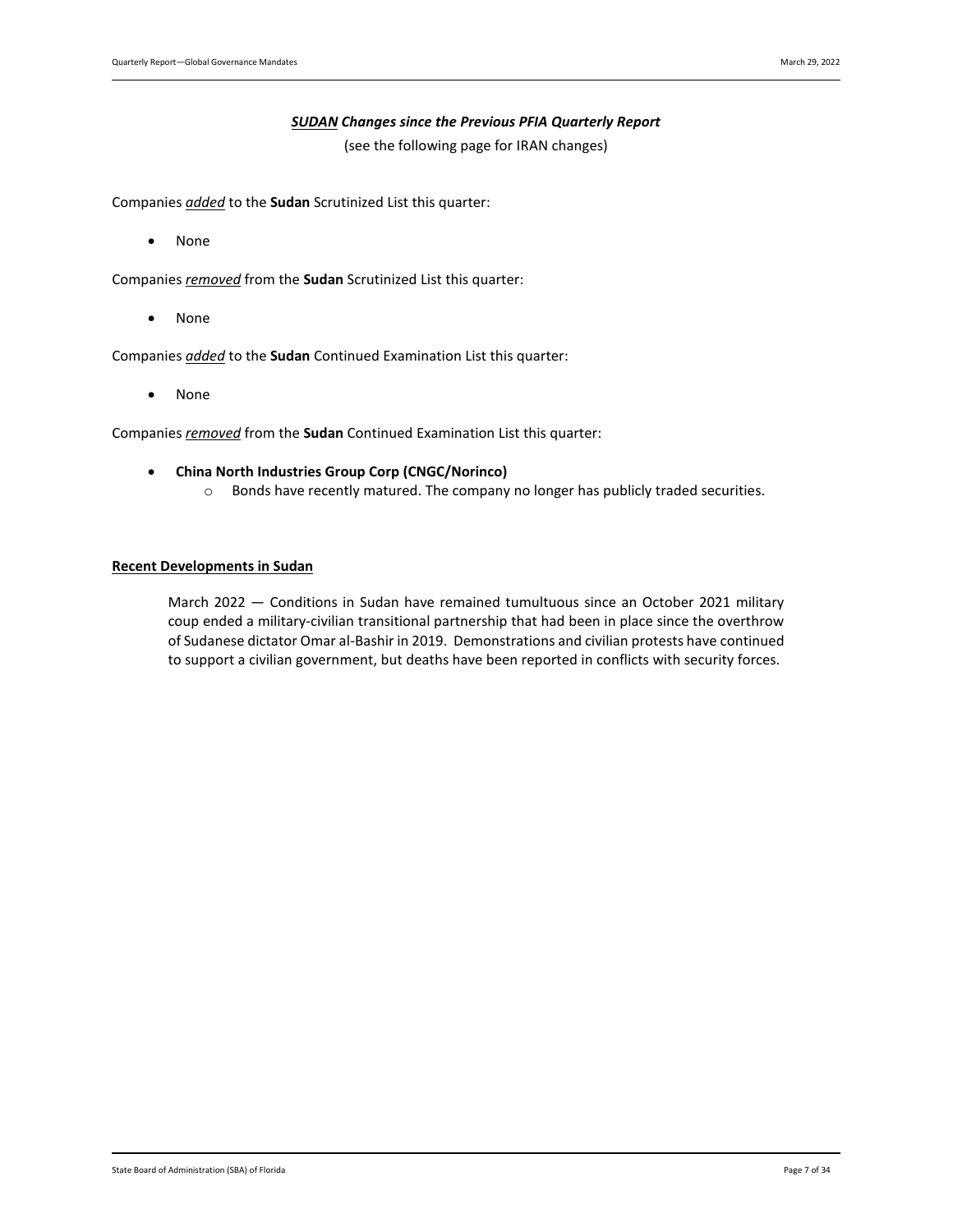## ***SUDAN* Changes since the Previous PFIA Quarterly Report**

(see the following page for IRAN changes)

Companies ***added*** to the **Sudan** Scrutinized List this quarter:

- None

Companies ***removed*** from the **Sudan** Scrutinized List this quarter:

- None

Companies ***added*** to the **Sudan** Continued Examination List this quarter:

- None

Companies ***removed*** from the **Sudan** Continued Examination List this quarter:

- **China North Industries Group Corp (CNGC/Norinco)**
    - Bonds have recently matured. The company no longer has publicly traded securities.

### Recent Developments in Sudan

March 2022 — Conditions in Sudan have remained tumultuous since an October 2021 military coup ended a military-civilian transitional partnership that had been in place since the overthrow of Sudanese dictator Omar al-Bashir in 2019. Demonstrations and civilian protests have continued to support a civilian government, but deaths have been reported in conflicts with security forces.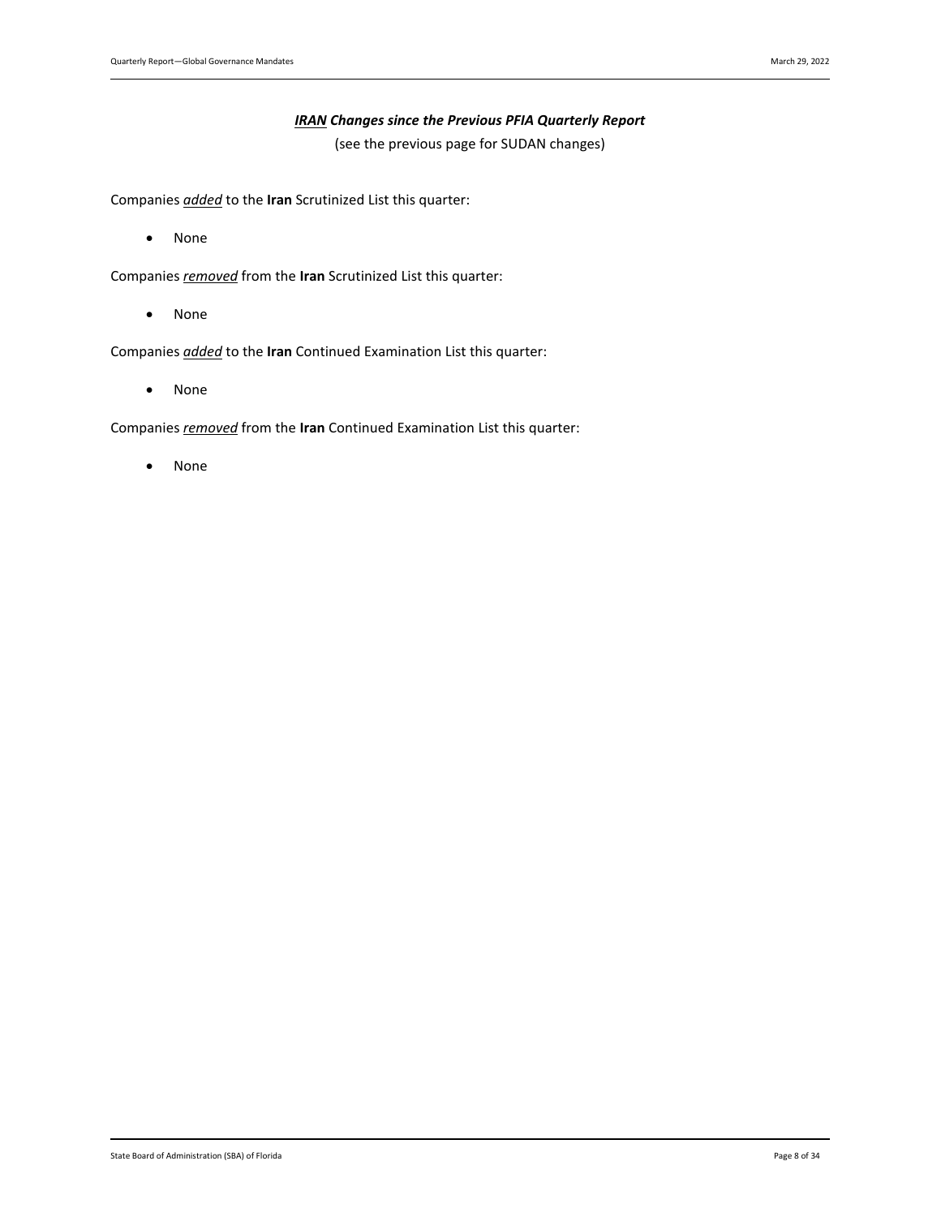### ***IRAN* Changes since the Previous PFIA Quarterly Report**

(see the previous page for SUDAN changes)

Companies ***added*** to the **Iran** Scrutinized List this quarter:

- None

Companies ***removed*** from the **Iran** Scrutinized List this quarter:

- None

Companies ***added*** to the **Iran** Continued Examination List this quarter:

- None

Companies ***removed*** from the **Iran** Continued Examination List this quarter:

- None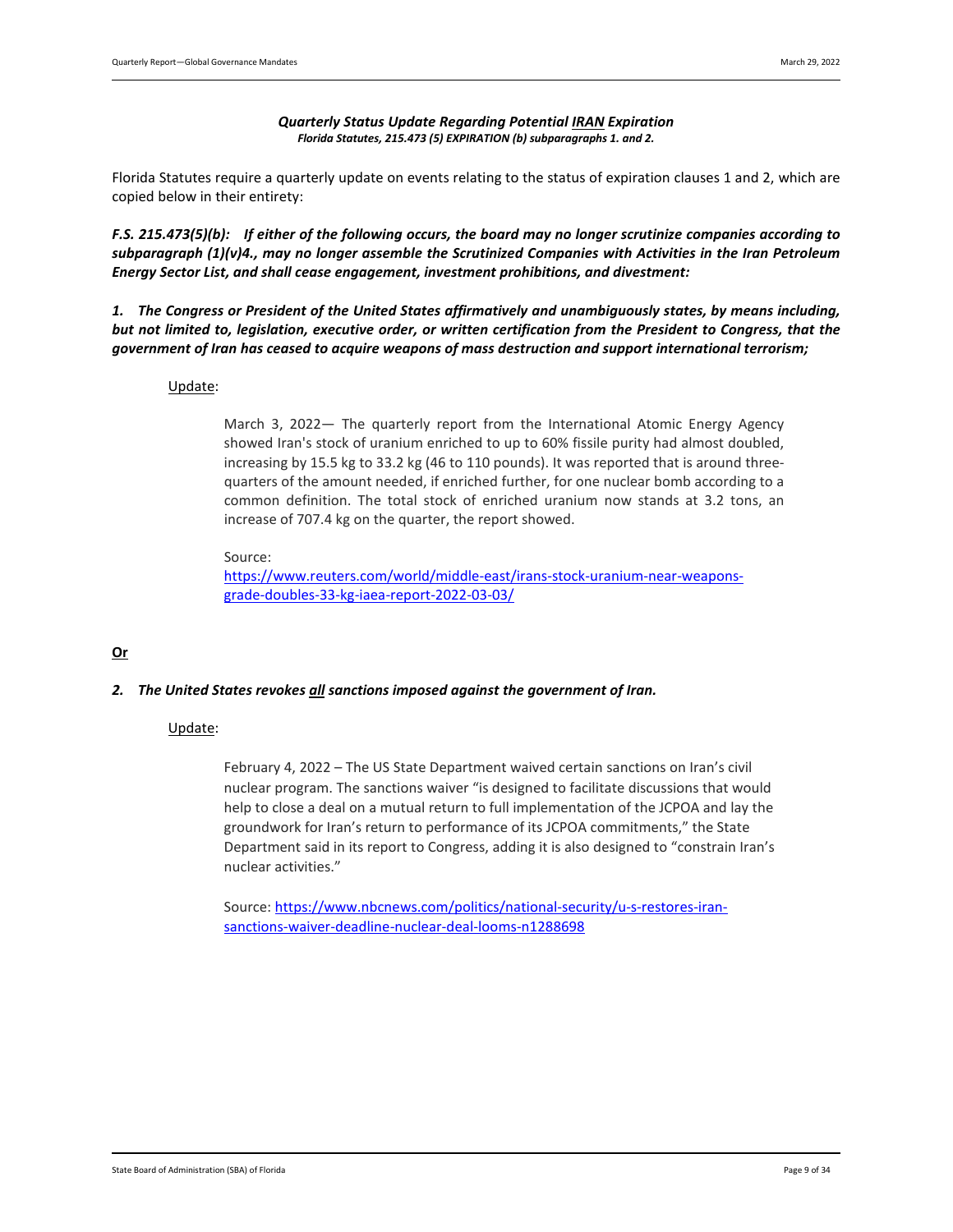***Quarterly Status Update Regarding Potential IRAN Expiration***
***Florida Statutes, 215.473 (5) EXPIRATION (b) subparagraphs 1. and 2.***

Florida Statutes require a quarterly update on events relating to the status of expiration clauses 1 and 2, which are copied below in their entirety:

***F.S. 215.473(5)(b): If either of the following occurs, the board may no longer scrutinize companies according to subparagraph (1)(v)4., may no longer assemble the Scrutinized Companies with Activities in the Iran Petroleum Energy Sector List, and shall cease engagement, investment prohibitions, and divestment:***

***1. The Congress or President of the United States affirmatively and unambiguously states, by means including, but not limited to, legislation, executive order, or written certification from the President to Congress, that the government of Iran has ceased to acquire weapons of mass destruction and support international terrorism;***

Update:

March 3, 2022— The quarterly report from the International Atomic Energy Agency showed Iran's stock of uranium enriched to up to 60% fissile purity had almost doubled, increasing by 15.5 kg to 33.2 kg (46 to 110 pounds). It was reported that is around three-quarters of the amount needed, if enriched further, for one nuclear bomb according to a common definition. The total stock of enriched uranium now stands at 3.2 tons, an increase of 707.4 kg on the quarter, the report showed.

Source:
https://www.reuters.com/world/middle-east/irans-stock-uranium-near-weapons-grade-doubles-33-kg-iaea-report-2022-03-03/

**Or**

***2. The United States revokes all sanctions imposed against the government of Iran.***

Update:

February 4, 2022 – The US State Department waived certain sanctions on Iran's civil nuclear program. The sanctions waiver "is designed to facilitate discussions that would help to close a deal on a mutual return to full implementation of the JCPOA and lay the groundwork for Iran's return to performance of its JCPOA commitments," the State Department said in its report to Congress, adding it is also designed to "constrain Iran's nuclear activities."

Source: https://www.nbcnews.com/politics/national-security/u-s-restores-iran-sanctions-waiver-deadline-nuclear-deal-looms-n1288698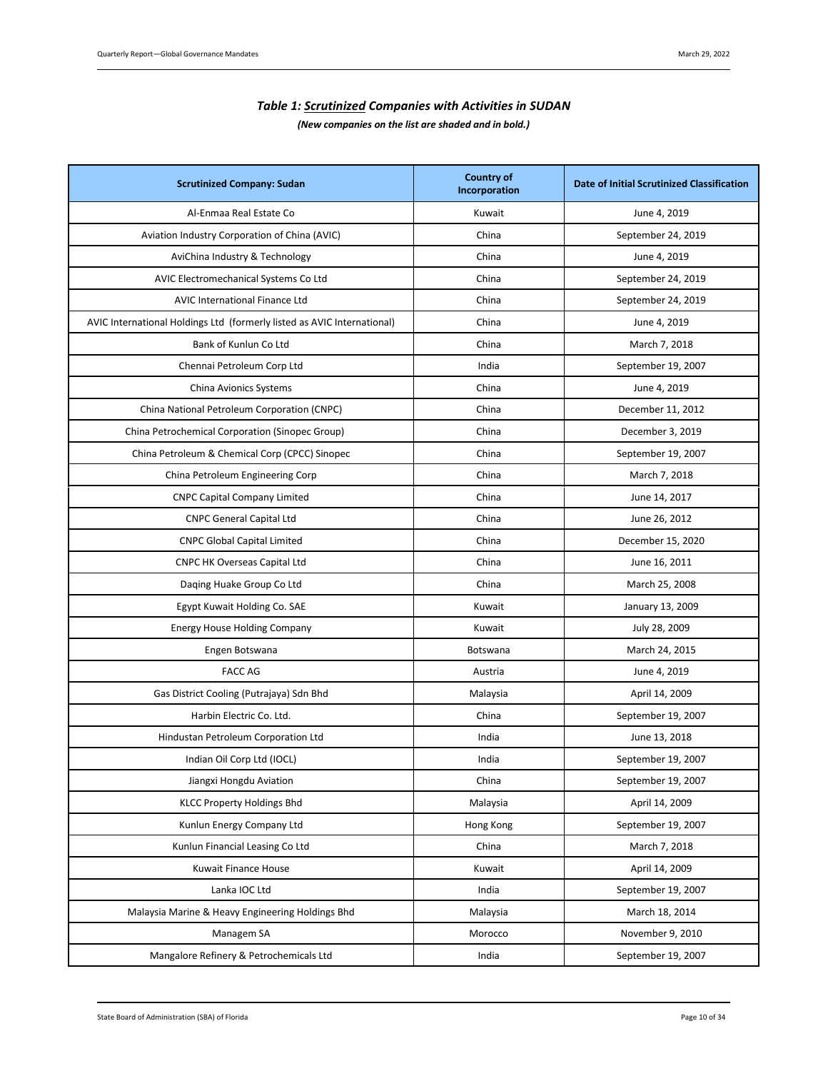### *Table 1: <u>Scrutinized</u> Companies with Activities in SUDAN*

***(New companies on the list are shaded and in bold.)***

| Scrutinized Company: Sudan | Country of Incorporation | Date of Initial Scrutinized Classification |
|---|---|---|
| Al-Enmaa Real Estate Co | Kuwait | June 4, 2019 |
| Aviation Industry Corporation of China (AVIC) | China | September 24, 2019 |
| AviChina Industry & Technology | China | June 4, 2019 |
| AVIC Electromechanical Systems Co Ltd | China | September 24, 2019 |
| AVIC International Finance Ltd | China | September 24, 2019 |
| AVIC International Holdings Ltd (formerly listed as AVIC International) | China | June 4, 2019 |
| Bank of Kunlun Co Ltd | China | March 7, 2018 |
| Chennai Petroleum Corp Ltd | India | September 19, 2007 |
| China Avionics Systems | China | June 4, 2019 |
| China National Petroleum Corporation (CNPC) | China | December 11, 2012 |
| China Petrochemical Corporation (Sinopec Group) | China | December 3, 2019 |
| China Petroleum & Chemical Corp (CPCC) Sinopec | China | September 19, 2007 |
| China Petroleum Engineering Corp | China | March 7, 2018 |
| CNPC Capital Company Limited | China | June 14, 2017 |
| CNPC General Capital Ltd | China | June 26, 2012 |
| CNPC Global Capital Limited | China | December 15, 2020 |
| CNPC HK Overseas Capital Ltd | China | June 16, 2011 |
| Daqing Huake Group Co Ltd | China | March 25, 2008 |
| Egypt Kuwait Holding Co. SAE | Kuwait | January 13, 2009 |
| Energy House Holding Company | Kuwait | July 28, 2009 |
| Engen Botswana | Botswana | March 24, 2015 |
| FACC AG | Austria | June 4, 2019 |
| Gas District Cooling (Putrajaya) Sdn Bhd | Malaysia | April 14, 2009 |
| Harbin Electric Co. Ltd. | China | September 19, 2007 |
| Hindustan Petroleum Corporation Ltd | India | June 13, 2018 |
| Indian Oil Corp Ltd (IOCL) | India | September 19, 2007 |
| Jiangxi Hongdu Aviation | China | September 19, 2007 |
| KLCC Property Holdings Bhd | Malaysia | April 14, 2009 |
| Kunlun Energy Company Ltd | Hong Kong | September 19, 2007 |
| Kunlun Financial Leasing Co Ltd | China | March 7, 2018 |
| Kuwait Finance House | Kuwait | April 14, 2009 |
| Lanka IOC Ltd | India | September 19, 2007 |
| Malaysia Marine & Heavy Engineering Holdings Bhd | Malaysia | March 18, 2014 |
| Managem SA | Morocco | November 9, 2010 |
| Mangalore Refinery & Petrochemicals Ltd | India | September 19, 2007 |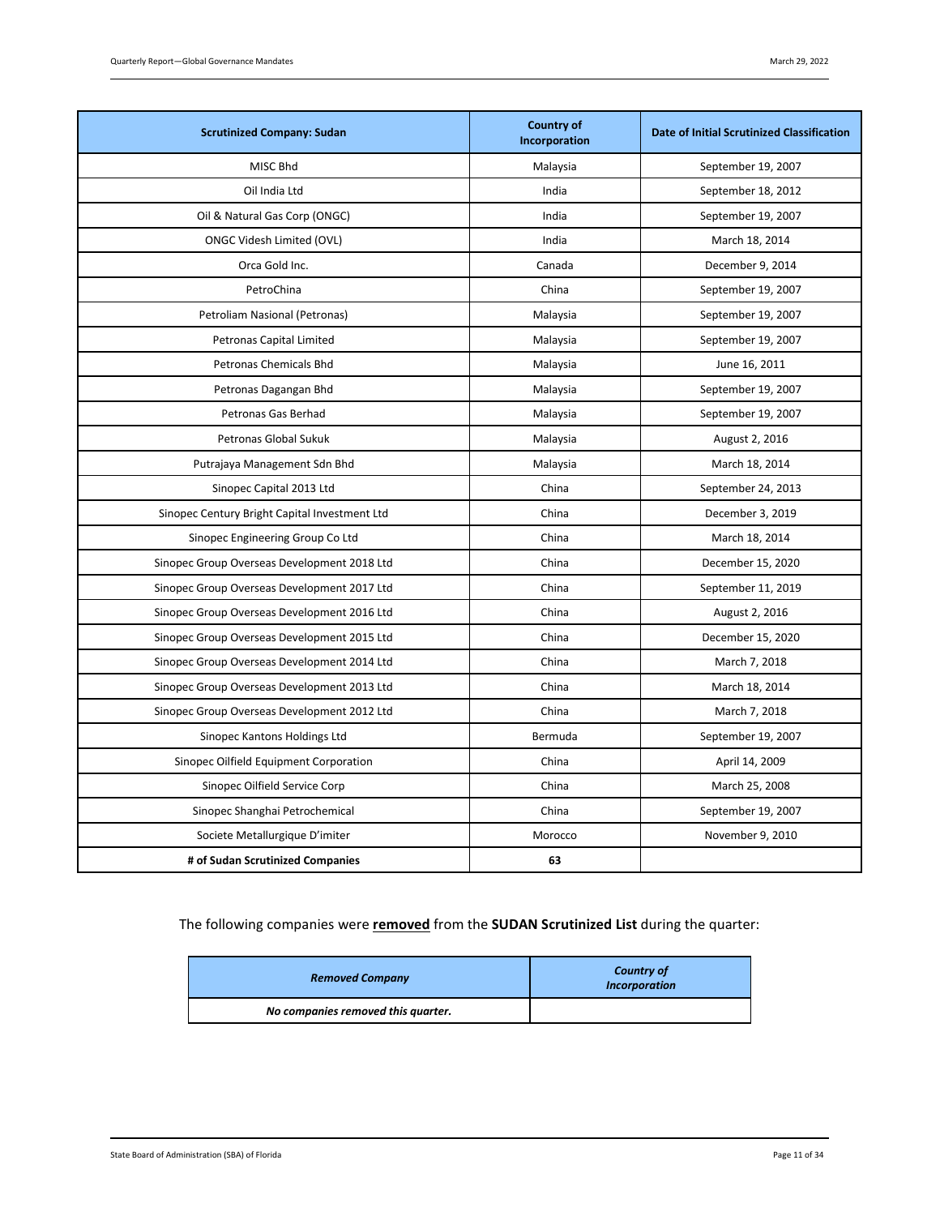| Scrutinized Company: Sudan | Country of Incorporation | Date of Initial Scrutinized Classification |
|---|---|---|
| MISC Bhd | Malaysia | September 19, 2007 |
| Oil India Ltd | India | September 18, 2012 |
| Oil & Natural Gas Corp (ONGC) | India | September 19, 2007 |
| ONGC Videsh Limited (OVL) | India | March 18, 2014 |
| Orca Gold Inc. | Canada | December 9, 2014 |
| PetroChina | China | September 19, 2007 |
| Petroliam Nasional (Petronas) | Malaysia | September 19, 2007 |
| Petronas Capital Limited | Malaysia | September 19, 2007 |
| Petronas Chemicals Bhd | Malaysia | June 16, 2011 |
| Petronas Dagangan Bhd | Malaysia | September 19, 2007 |
| Petronas Gas Berhad | Malaysia | September 19, 2007 |
| Petronas Global Sukuk | Malaysia | August 2, 2016 |
| Putrajaya Management Sdn Bhd | Malaysia | March 18, 2014 |
| Sinopec Capital 2013 Ltd | China | September 24, 2013 |
| Sinopec Century Bright Capital Investment Ltd | China | December 3, 2019 |
| Sinopec Engineering Group Co Ltd | China | March 18, 2014 |
| Sinopec Group Overseas Development 2018 Ltd | China | December 15, 2020 |
| Sinopec Group Overseas Development 2017 Ltd | China | September 11, 2019 |
| Sinopec Group Overseas Development 2016 Ltd | China | August 2, 2016 |
| Sinopec Group Overseas Development 2015 Ltd | China | December 15, 2020 |
| Sinopec Group Overseas Development 2014 Ltd | China | March 7, 2018 |
| Sinopec Group Overseas Development 2013 Ltd | China | March 18, 2014 |
| Sinopec Group Overseas Development 2012 Ltd | China | March 7, 2018 |
| Sinopec Kantons Holdings Ltd | Bermuda | September 19, 2007 |
| Sinopec Oilfield Equipment Corporation | China | April 14, 2009 |
| Sinopec Oilfield Service Corp | China | March 25, 2008 |
| Sinopec Shanghai Petrochemical | China | September 19, 2007 |
| Societe Metallurgique D'imiter | Morocco | November 9, 2010 |
| **# of Sudan Scrutinized Companies** | **63** | |

The following companies were **removed** from the **SUDAN Scrutinized List** during the quarter:

| *Removed Company* | *Country of Incorporation* |
|---|---|
| ***No companies removed this quarter.*** | |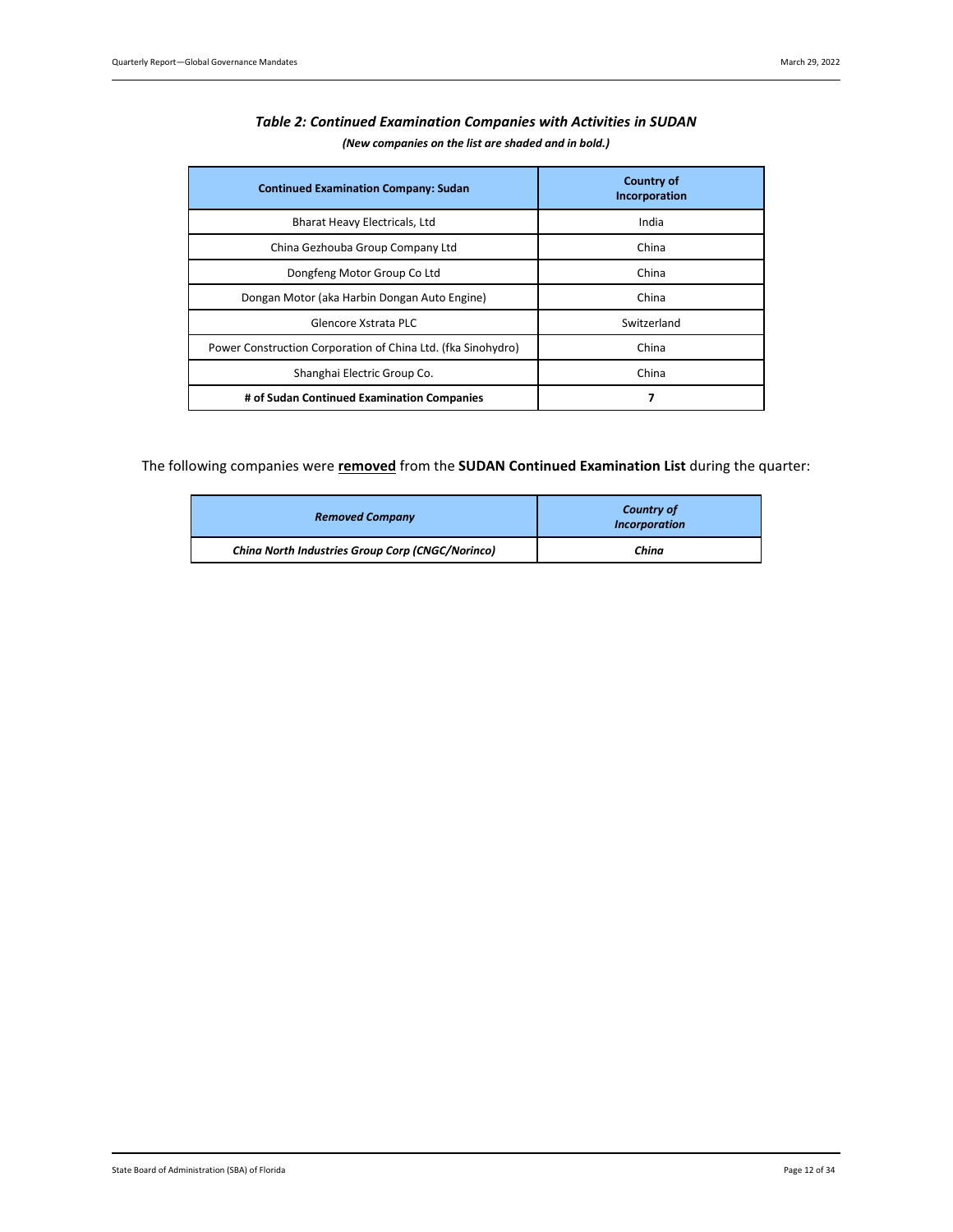### *Table 2: Continued Examination Companies with Activities in SUDAN*

***(New companies on the list are shaded and in bold.)***

| Continued Examination Company: Sudan | Country of Incorporation |
|---|---|
| Bharat Heavy Electricals, Ltd | India |
| China Gezhouba Group Company Ltd | China |
| Dongfeng Motor Group Co Ltd | China |
| Dongan Motor (aka Harbin Dongan Auto Engine) | China |
| Glencore Xstrata PLC | Switzerland |
| Power Construction Corporation of China Ltd. (fka Sinohydro) | China |
| Shanghai Electric Group Co. | China |
| **# of Sudan Continued Examination Companies** | **7** |

The following companies were **removed** from the **SUDAN Continued Examination List** during the quarter:

| *Removed Company* | *Country of Incorporation* |
|---|---|
| ***China North Industries Group Corp (CNGC/Norinco)*** | ***China*** |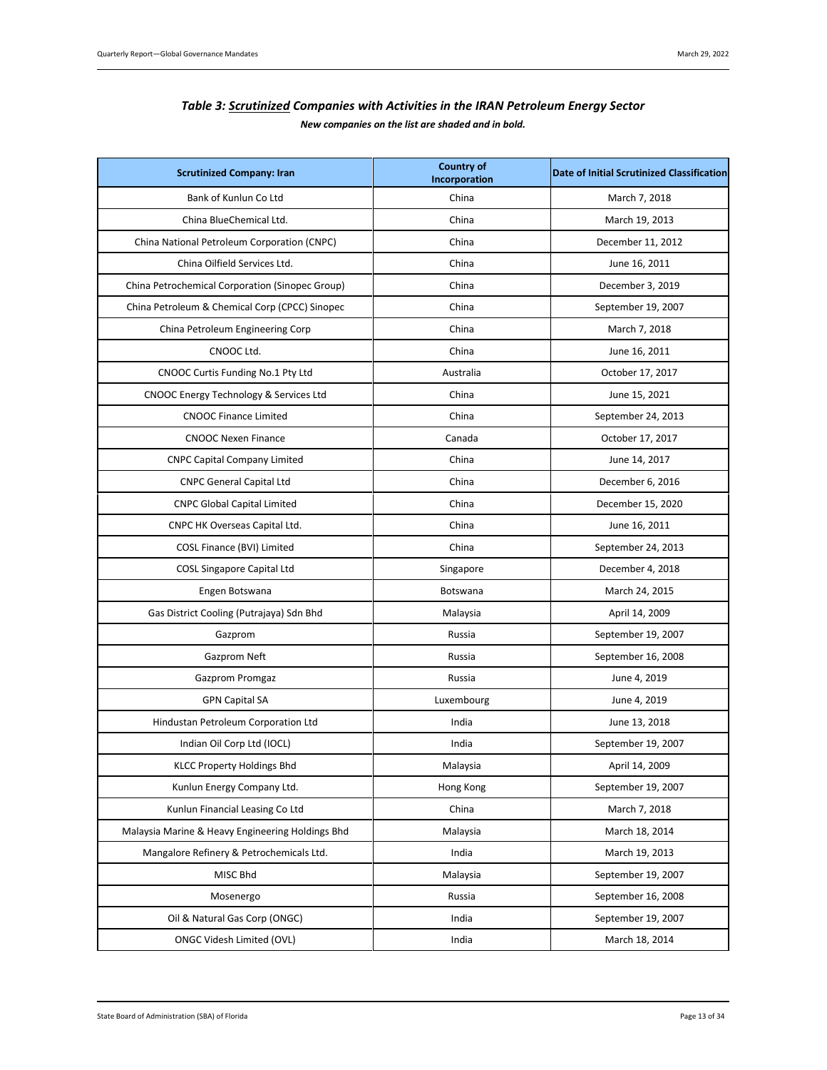### *Table 3: Scrutinized Companies with Activities in the IRAN Petroleum Energy Sector*

***New companies on the list are shaded and in bold.***

| Scrutinized Company: Iran | Country of Incorporation | Date of Initial Scrutinized Classification |
|---|---|---|
| Bank of Kunlun Co Ltd | China | March 7, 2018 |
| China BlueChemical Ltd. | China | March 19, 2013 |
| China National Petroleum Corporation (CNPC) | China | December 11, 2012 |
| China Oilfield Services Ltd. | China | June 16, 2011 |
| China Petrochemical Corporation (Sinopec Group) | China | December 3, 2019 |
| China Petroleum & Chemical Corp (CPCC) Sinopec | China | September 19, 2007 |
| China Petroleum Engineering Corp | China | March 7, 2018 |
| CNOOC Ltd. | China | June 16, 2011 |
| CNOOC Curtis Funding No.1 Pty Ltd | Australia | October 17, 2017 |
| CNOOC Energy Technology & Services Ltd | China | June 15, 2021 |
| CNOOC Finance Limited | China | September 24, 2013 |
| CNOOC Nexen Finance | Canada | October 17, 2017 |
| CNPC Capital Company Limited | China | June 14, 2017 |
| CNPC General Capital Ltd | China | December 6, 2016 |
| CNPC Global Capital Limited | China | December 15, 2020 |
| CNPC HK Overseas Capital Ltd. | China | June 16, 2011 |
| COSL Finance (BVI) Limited | China | September 24, 2013 |
| COSL Singapore Capital Ltd | Singapore | December 4, 2018 |
| Engen Botswana | Botswana | March 24, 2015 |
| Gas District Cooling (Putrajaya) Sdn Bhd | Malaysia | April 14, 2009 |
| Gazprom | Russia | September 19, 2007 |
| Gazprom Neft | Russia | September 16, 2008 |
| Gazprom Promgaz | Russia | June 4, 2019 |
| GPN Capital SA | Luxembourg | June 4, 2019 |
| Hindustan Petroleum Corporation Ltd | India | June 13, 2018 |
| Indian Oil Corp Ltd (IOCL) | India | September 19, 2007 |
| KLCC Property Holdings Bhd | Malaysia | April 14, 2009 |
| Kunlun Energy Company Ltd. | Hong Kong | September 19, 2007 |
| Kunlun Financial Leasing Co Ltd | China | March 7, 2018 |
| Malaysia Marine & Heavy Engineering Holdings Bhd | Malaysia | March 18, 2014 |
| Mangalore Refinery & Petrochemicals Ltd. | India | March 19, 2013 |
| MISC Bhd | Malaysia | September 19, 2007 |
| Mosenergo | Russia | September 16, 2008 |
| Oil & Natural Gas Corp (ONGC) | India | September 19, 2007 |
| ONGC Videsh Limited (OVL) | India | March 18, 2014 |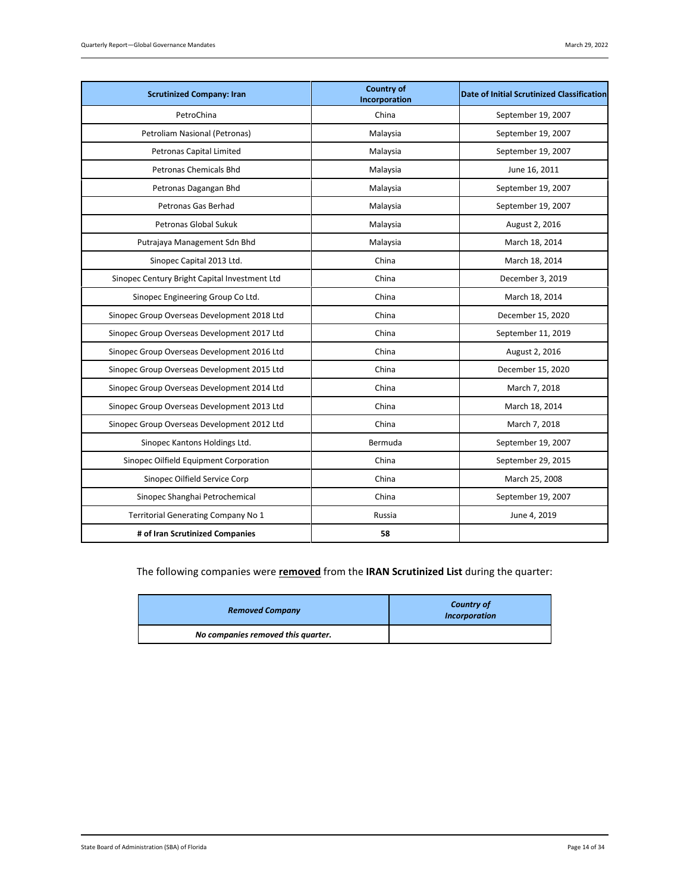| Scrutinized Company: Iran | Country of Incorporation | Date of Initial Scrutinized Classification |
|---|---|---|
| PetroChina | China | September 19, 2007 |
| Petroliam Nasional (Petronas) | Malaysia | September 19, 2007 |
| Petronas Capital Limited | Malaysia | September 19, 2007 |
| Petronas Chemicals Bhd | Malaysia | June 16, 2011 |
| Petronas Dagangan Bhd | Malaysia | September 19, 2007 |
| Petronas Gas Berhad | Malaysia | September 19, 2007 |
| Petronas Global Sukuk | Malaysia | August 2, 2016 |
| Putrajaya Management Sdn Bhd | Malaysia | March 18, 2014 |
| Sinopec Capital 2013 Ltd. | China | March 18, 2014 |
| Sinopec Century Bright Capital Investment Ltd | China | December 3, 2019 |
| Sinopec Engineering Group Co Ltd. | China | March 18, 2014 |
| Sinopec Group Overseas Development 2018 Ltd | China | December 15, 2020 |
| Sinopec Group Overseas Development 2017 Ltd | China | September 11, 2019 |
| Sinopec Group Overseas Development 2016 Ltd | China | August 2, 2016 |
| Sinopec Group Overseas Development 2015 Ltd | China | December 15, 2020 |
| Sinopec Group Overseas Development 2014 Ltd | China | March 7, 2018 |
| Sinopec Group Overseas Development 2013 Ltd | China | March 18, 2014 |
| Sinopec Group Overseas Development 2012 Ltd | China | March 7, 2018 |
| Sinopec Kantons Holdings Ltd. | Bermuda | September 19, 2007 |
| Sinopec Oilfield Equipment Corporation | China | September 29, 2015 |
| Sinopec Oilfield Service Corp | China | March 25, 2008 |
| Sinopec Shanghai Petrochemical | China | September 19, 2007 |
| Territorial Generating Company No 1 | Russia | June 4, 2019 |
| **# of Iran Scrutinized Companies** | **58** | |

The following companies were **removed** from the **IRAN Scrutinized List** during the quarter:

| *Removed Company* | *Country of Incorporation* |
|---|---|
| ***No companies removed this quarter.*** | |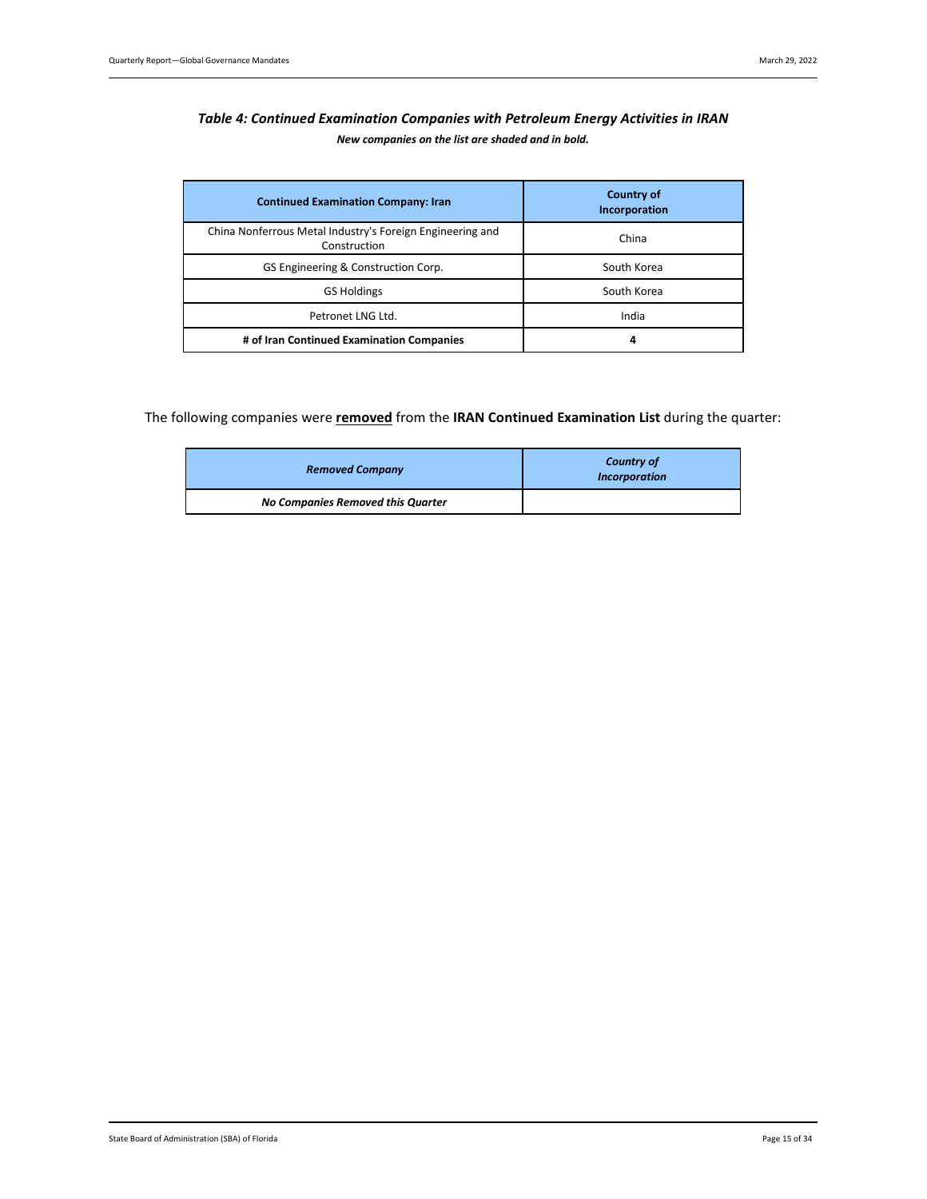### *Table 4: Continued Examination Companies with Petroleum Energy Activities in IRAN*

***New companies on the list are shaded and in bold.***

| Continued Examination Company: Iran | Country of Incorporation |
|---|---|
| China Nonferrous Metal Industry's Foreign Engineering and Construction | China |
| GS Engineering & Construction Corp. | South Korea |
| GS Holdings | South Korea |
| Petronet LNG Ltd. | India |
| **# of Iran Continued Examination Companies** | **4** |

The following companies were **removed** from the **IRAN Continued Examination List** during the quarter:

| *Removed Company* | *Country of Incorporation* |
|---|---|
| ***No Companies Removed this Quarter*** | |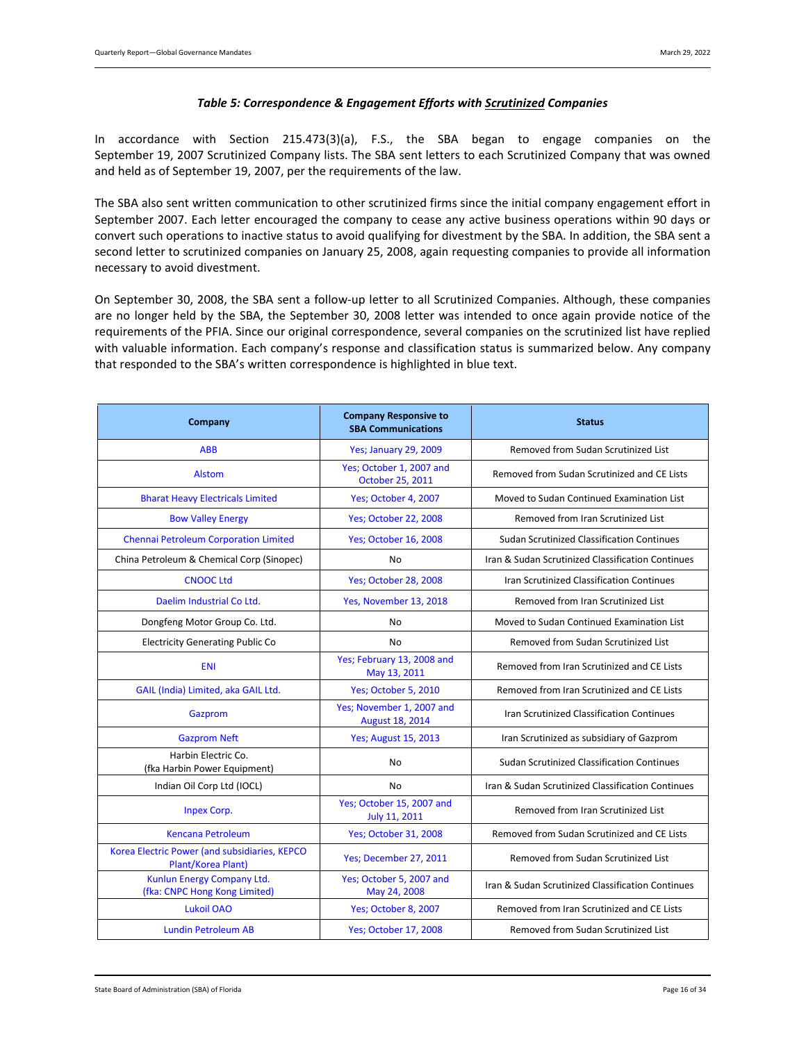### *Table 5: Correspondence & Engagement Efforts with Scrutinized Companies*

In accordance with Section 215.473(3)(a), F.S., the SBA began to engage companies on the September 19, 2007 Scrutinized Company lists. The SBA sent letters to each Scrutinized Company that was owned and held as of September 19, 2007, per the requirements of the law.

The SBA also sent written communication to other scrutinized firms since the initial company engagement effort in September 2007. Each letter encouraged the company to cease any active business operations within 90 days or convert such operations to inactive status to avoid qualifying for divestment by the SBA. In addition, the SBA sent a second letter to scrutinized companies on January 25, 2008, again requesting companies to provide all information necessary to avoid divestment.

On September 30, 2008, the SBA sent a follow-up letter to all Scrutinized Companies. Although, these companies are no longer held by the SBA, the September 30, 2008 letter was intended to once again provide notice of the requirements of the PFIA. Since our original correspondence, several companies on the scrutinized list have replied with valuable information. Each company's response and classification status is summarized below. Any company that responded to the SBA's written correspondence is highlighted in blue text.

| Company | Company Responsive to SBA Communications | Status |
|---|---|---|
| ABB | Yes; January 29, 2009 | Removed from Sudan Scrutinized List |
| Alstom | Yes; October 1, 2007 and October 25, 2011 | Removed from Sudan Scrutinized and CE Lists |
| Bharat Heavy Electricals Limited | Yes; October 4, 2007 | Moved to Sudan Continued Examination List |
| Bow Valley Energy | Yes; October 22, 2008 | Removed from Iran Scrutinized List |
| Chennai Petroleum Corporation Limited | Yes; October 16, 2008 | Sudan Scrutinized Classification Continues |
| China Petroleum & Chemical Corp (Sinopec) | No | Iran & Sudan Scrutinized Classification Continues |
| CNOOC Ltd | Yes; October 28, 2008 | Iran Scrutinized Classification Continues |
| Daelim Industrial Co Ltd. | Yes, November 13, 2018 | Removed from Iran Scrutinized List |
| Dongfeng Motor Group Co. Ltd. | No | Moved to Sudan Continued Examination List |
| Electricity Generating Public Co | No | Removed from Sudan Scrutinized List |
| ENI | Yes; February 13, 2008 and May 13, 2011 | Removed from Iran Scrutinized and CE Lists |
| GAIL (India) Limited, aka GAIL Ltd. | Yes; October 5, 2010 | Removed from Iran Scrutinized and CE Lists |
| Gazprom | Yes; November 1, 2007 and August 18, 2014 | Iran Scrutinized Classification Continues |
| Gazprom Neft | Yes; August 15, 2013 | Iran Scrutinized as subsidiary of Gazprom |
| Harbin Electric Co. (fka Harbin Power Equipment) | No | Sudan Scrutinized Classification Continues |
| Indian Oil Corp Ltd (IOCL) | No | Iran & Sudan Scrutinized Classification Continues |
| Inpex Corp. | Yes; October 15, 2007 and July 11, 2011 | Removed from Iran Scrutinized List |
| Kencana Petroleum | Yes; October 31, 2008 | Removed from Sudan Scrutinized and CE Lists |
| Korea Electric Power (and subsidiaries, KEPCO Plant/Korea Plant) | Yes; December 27, 2011 | Removed from Sudan Scrutinized List |
| Kunlun Energy Company Ltd. (fka: CNPC Hong Kong Limited) | Yes; October 5, 2007 and May 24, 2008 | Iran & Sudan Scrutinized Classification Continues |
| Lukoil OAO | Yes; October 8, 2007 | Removed from Iran Scrutinized and CE Lists |
| Lundin Petroleum AB | Yes; October 17, 2008 | Removed from Sudan Scrutinized List |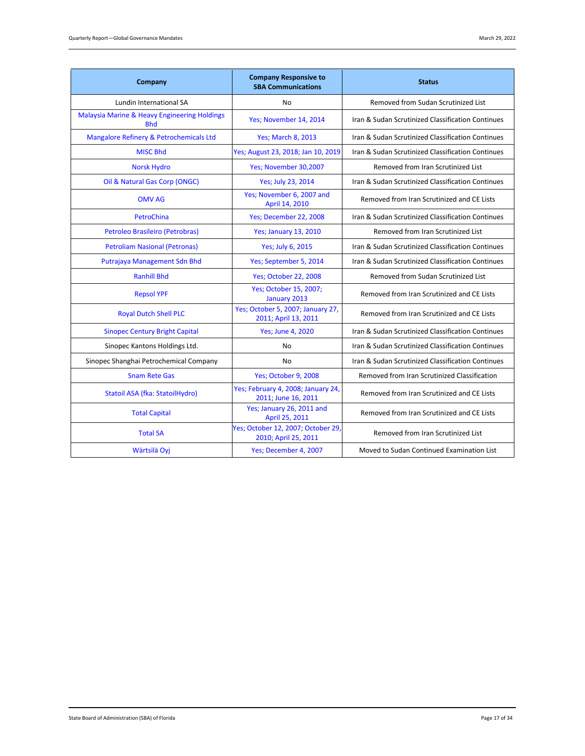| Company | Company Responsive to SBA Communications | Status |
|---|---|---|
| Lundin International SA | No | Removed from Sudan Scrutinized List |
| Malaysia Marine & Heavy Engineering Holdings Bhd | Yes; November 14, 2014 | Iran & Sudan Scrutinized Classification Continues |
| Mangalore Refinery & Petrochemicals Ltd | Yes; March 8, 2013 | Iran & Sudan Scrutinized Classification Continues |
| MISC Bhd | Yes; August 23, 2018; Jan 10, 2019 | Iran & Sudan Scrutinized Classification Continues |
| Norsk Hydro | Yes; November 30,2007 | Removed from Iran Scrutinized List |
| Oil & Natural Gas Corp (ONGC) | Yes; July 23, 2014 | Iran & Sudan Scrutinized Classification Continues |
| OMV AG | Yes; November 6, 2007 and April 14, 2010 | Removed from Iran Scrutinized and CE Lists |
| PetroChina | Yes; December 22, 2008 | Iran & Sudan Scrutinized Classification Continues |
| Petroleo Brasileiro (Petrobras) | Yes; January 13, 2010 | Removed from Iran Scrutinized List |
| Petroliam Nasional (Petronas) | Yes; July 6, 2015 | Iran & Sudan Scrutinized Classification Continues |
| Putrajaya Management Sdn Bhd | Yes; September 5, 2014 | Iran & Sudan Scrutinized Classification Continues |
| Ranhill Bhd | Yes; October 22, 2008 | Removed from Sudan Scrutinized List |
| Repsol YPF | Yes; October 15, 2007; January 2013 | Removed from Iran Scrutinized and CE Lists |
| Royal Dutch Shell PLC | Yes; October 5, 2007; January 27, 2011; April 13, 2011 | Removed from Iran Scrutinized and CE Lists |
| Sinopec Century Bright Capital | Yes; June 4, 2020 | Iran & Sudan Scrutinized Classification Continues |
| Sinopec Kantons Holdings Ltd. | No | Iran & Sudan Scrutinized Classification Continues |
| Sinopec Shanghai Petrochemical Company | No | Iran & Sudan Scrutinized Classification Continues |
| Snam Rete Gas | Yes; October 9, 2008 | Removed from Iran Scrutinized Classification |
| Statoil ASA (fka: StatoilHydro) | Yes; February 4, 2008; January 24, 2011; June 16, 2011 | Removed from Iran Scrutinized and CE Lists |
| Total Capital | Yes; January 26, 2011 and April 25, 2011 | Removed from Iran Scrutinized and CE Lists |
| Total SA | Yes; October 12, 2007; October 29, 2010; April 25, 2011 | Removed from Iran Scrutinized List |
| Wärtsilä Oyj | Yes; December 4, 2007 | Moved to Sudan Continued Examination List |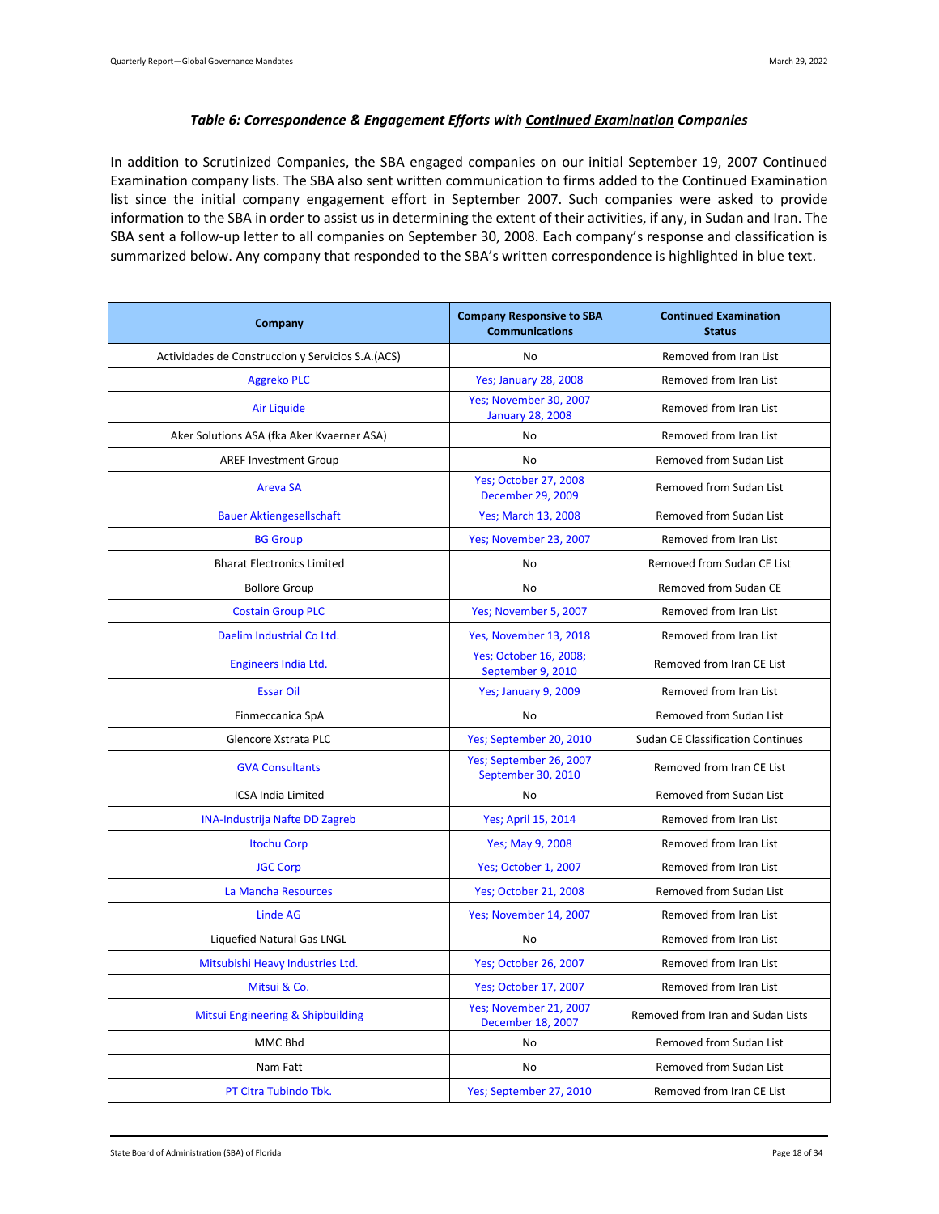### *Table 6: Correspondence & Engagement Efforts with Continued Examination Companies*

In addition to Scrutinized Companies, the SBA engaged companies on our initial September 19, 2007 Continued Examination company lists. The SBA also sent written communication to firms added to the Continued Examination list since the initial company engagement effort in September 2007. Such companies were asked to provide information to the SBA in order to assist us in determining the extent of their activities, if any, in Sudan and Iran. The SBA sent a follow-up letter to all companies on September 30, 2008. Each company's response and classification is summarized below. Any company that responded to the SBA's written correspondence is highlighted in blue text.

| Company | Company Responsive to SBA Communications | Continued Examination Status |
|---|---|---|
| Actividades de Construccion y Servicios S.A.(ACS) | No | Removed from Iran List |
| Aggreko PLC | Yes; January 28, 2008 | Removed from Iran List |
| Air Liquide | Yes; November 30, 2007 January 28, 2008 | Removed from Iran List |
| Aker Solutions ASA (fka Aker Kvaerner ASA) | No | Removed from Iran List |
| AREF Investment Group | No | Removed from Sudan List |
| Areva SA | Yes; October 27, 2008 December 29, 2009 | Removed from Sudan List |
| Bauer Aktiengesellschaft | Yes; March 13, 2008 | Removed from Sudan List |
| BG Group | Yes; November 23, 2007 | Removed from Iran List |
| Bharat Electronics Limited | No | Removed from Sudan CE List |
| Bollore Group | No | Removed from Sudan CE |
| Costain Group PLC | Yes; November 5, 2007 | Removed from Iran List |
| Daelim Industrial Co Ltd. | Yes, November 13, 2018 | Removed from Iran List |
| Engineers India Ltd. | Yes; October 16, 2008; September 9, 2010 | Removed from Iran CE List |
| Essar Oil | Yes; January 9, 2009 | Removed from Iran List |
| Finmeccanica SpA | No | Removed from Sudan List |
| Glencore Xstrata PLC | Yes; September 20, 2010 | Sudan CE Classification Continues |
| GVA Consultants | Yes; September 26, 2007 September 30, 2010 | Removed from Iran CE List |
| ICSA India Limited | No | Removed from Sudan List |
| INA-Industrija Nafte DD Zagreb | Yes; April 15, 2014 | Removed from Iran List |
| Itochu Corp | Yes; May 9, 2008 | Removed from Iran List |
| JGC Corp | Yes; October 1, 2007 | Removed from Iran List |
| La Mancha Resources | Yes; October 21, 2008 | Removed from Sudan List |
| Linde AG | Yes; November 14, 2007 | Removed from Iran List |
| Liquefied Natural Gas LNGL | No | Removed from Iran List |
| Mitsubishi Heavy Industries Ltd. | Yes; October 26, 2007 | Removed from Iran List |
| Mitsui & Co. | Yes; October 17, 2007 | Removed from Iran List |
| Mitsui Engineering & Shipbuilding | Yes; November 21, 2007 December 18, 2007 | Removed from Iran and Sudan Lists |
| MMC Bhd | No | Removed from Sudan List |
| Nam Fatt | No | Removed from Sudan List |
| PT Citra Tubindo Tbk. | Yes; September 27, 2010 | Removed from Iran CE List |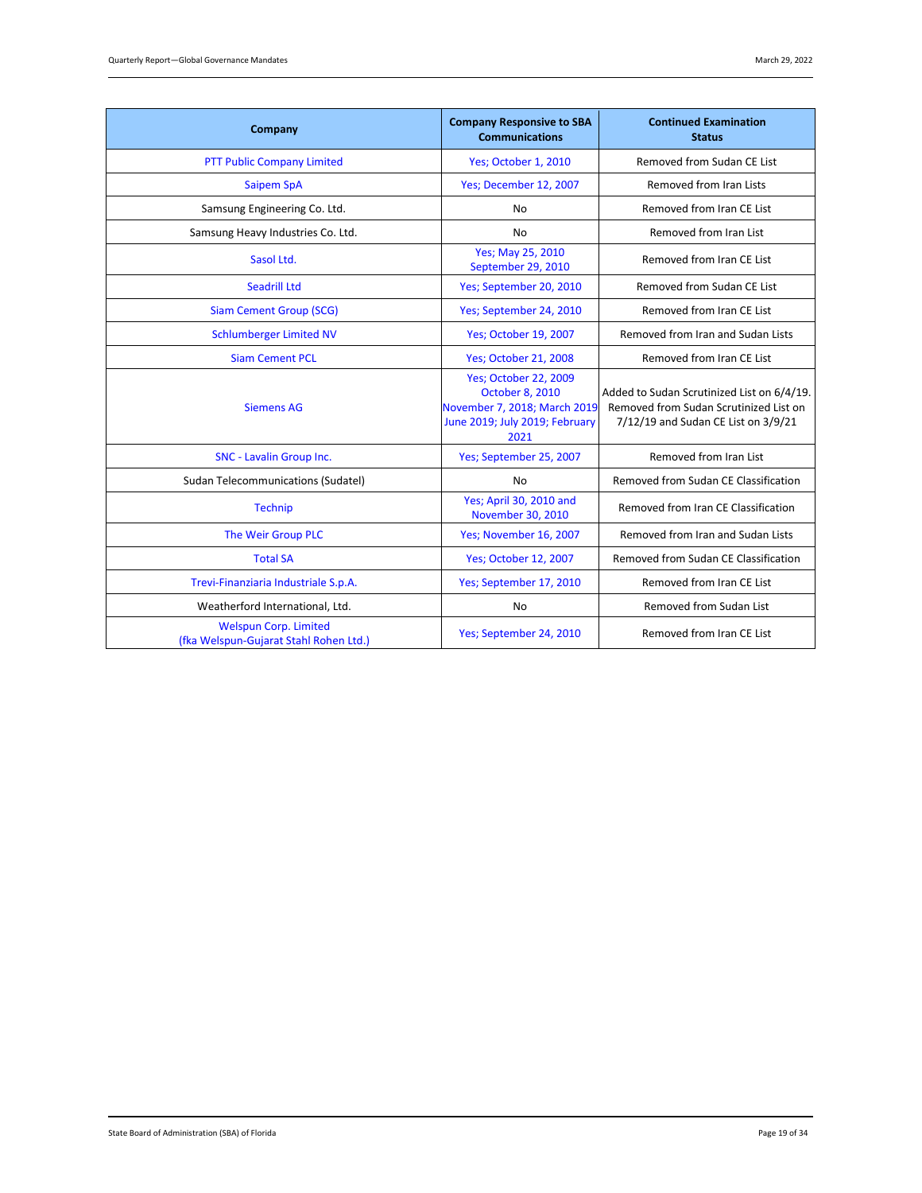| Company | Company Responsive to SBA Communications | Continued Examination Status |
|---|---|---|
| PTT Public Company Limited | Yes; October 1, 2010 | Removed from Sudan CE List |
| Saipem SpA | Yes; December 12, 2007 | Removed from Iran Lists |
| Samsung Engineering Co. Ltd. | No | Removed from Iran CE List |
| Samsung Heavy Industries Co. Ltd. | No | Removed from Iran List |
| Sasol Ltd. | Yes; May 25, 2010 September 29, 2010 | Removed from Iran CE List |
| Seadrill Ltd | Yes; September 20, 2010 | Removed from Sudan CE List |
| Siam Cement Group (SCG) | Yes; September 24, 2010 | Removed from Iran CE List |
| Schlumberger Limited NV | Yes; October 19, 2007 | Removed from Iran and Sudan Lists |
| Siam Cement PCL | Yes; October 21, 2008 | Removed from Iran CE List |
| Siemens AG | Yes; October 22, 2009 October 8, 2010 November 7, 2018; March 2019 June 2019; July 2019; February 2021 | Added to Sudan Scrutinized List on 6/4/19. Removed from Sudan Scrutinized List on 7/12/19 and Sudan CE List on 3/9/21 |
| SNC - Lavalin Group Inc. | Yes; September 25, 2007 | Removed from Iran List |
| Sudan Telecommunications (Sudatel) | No | Removed from Sudan CE Classification |
| Technip | Yes; April 30, 2010 and November 30, 2010 | Removed from Iran CE Classification |
| The Weir Group PLC | Yes; November 16, 2007 | Removed from Iran and Sudan Lists |
| Total SA | Yes; October 12, 2007 | Removed from Sudan CE Classification |
| Trevi-Finanziaria Industriale S.p.A. | Yes; September 17, 2010 | Removed from Iran CE List |
| Weatherford International, Ltd. | No | Removed from Sudan List |
| Welspun Corp. Limited (fka Welspun-Gujarat Stahl Rohen Ltd.) | Yes; September 24, 2010 | Removed from Iran CE List |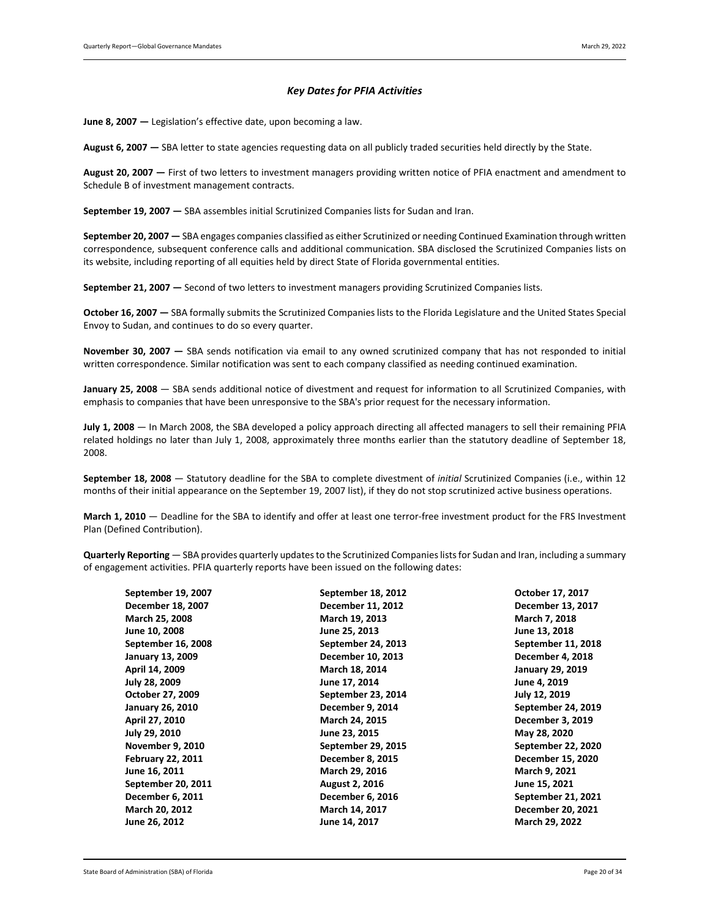### *Key Dates for PFIA Activities*

**June 8, 2007 —** Legislation's effective date, upon becoming a law.

**August 6, 2007 —** SBA letter to state agencies requesting data on all publicly traded securities held directly by the State.

**August 20, 2007 —** First of two letters to investment managers providing written notice of PFIA enactment and amendment to Schedule B of investment management contracts.

**September 19, 2007 —** SBA assembles initial Scrutinized Companies lists for Sudan and Iran.

**September 20, 2007 —** SBA engages companies classified as either Scrutinized or needing Continued Examination through written correspondence, subsequent conference calls and additional communication. SBA disclosed the Scrutinized Companies lists on its website, including reporting of all equities held by direct State of Florida governmental entities.

**September 21, 2007 —** Second of two letters to investment managers providing Scrutinized Companies lists.

**October 16, 2007 —** SBA formally submits the Scrutinized Companies lists to the Florida Legislature and the United States Special Envoy to Sudan, and continues to do so every quarter.

**November 30, 2007 —** SBA sends notification via email to any owned scrutinized company that has not responded to initial written correspondence. Similar notification was sent to each company classified as needing continued examination.

**January 25, 2008** — SBA sends additional notice of divestment and request for information to all Scrutinized Companies, with emphasis to companies that have been unresponsive to the SBA's prior request for the necessary information.

**July 1, 2008** — In March 2008, the SBA developed a policy approach directing all affected managers to sell their remaining PFIA related holdings no later than July 1, 2008, approximately three months earlier than the statutory deadline of September 18, 2008.

**September 18, 2008** — Statutory deadline for the SBA to complete divestment of *initial* Scrutinized Companies (i.e., within 12 months of their initial appearance on the September 19, 2007 list), if they do not stop scrutinized active business operations.

**March 1, 2010** — Deadline for the SBA to identify and offer at least one terror-free investment product for the FRS Investment Plan (Defined Contribution).

**Quarterly Reporting** — SBA provides quarterly updates to the Scrutinized Companies lists for Sudan and Iran, including a summary of engagement activities. PFIA quarterly reports have been issued on the following dates:

**September 19, 2007**
**December 18, 2007**
**March 25, 2008**
**June 10, 2008**
**September 16, 2008**
**January 13, 2009**
**April 14, 2009**
**July 28, 2009**
**October 27, 2009**
**January 26, 2010**
**April 27, 2010**
**July 29, 2010**
**November 9, 2010**
**February 22, 2011**
**June 16, 2011**
**September 20, 2011**
**December 6, 2011**
**March 20, 2012**
**June 26, 2012**
**September 18, 2012**
**December 11, 2012**
**March 19, 2013**
**June 25, 2013**
**September 24, 2013**
**December 10, 2013**
**March 18, 2014**
**June 17, 2014**
**September 23, 2014**
**December 9, 2014**
**March 24, 2015**
**June 23, 2015**
**September 29, 2015**
**December 8, 2015**
**March 29, 2016**
**August 2, 2016**
**December 6, 2016**
**March 14, 2017**
**June 14, 2017**
**October 17, 2017**
**December 13, 2017**
**March 7, 2018**
**June 13, 2018**
**September 11, 2018**
**December 4, 2018**
**January 29, 2019**
**June 4, 2019**
**July 12, 2019**
**September 24, 2019**
**December 3, 2019**
**May 28, 2020**
**September 22, 2020**
**December 15, 2020**
**March 9, 2021**
**June 15, 2021**
**September 21, 2021**
**December 20, 2021**
**March 29, 2022**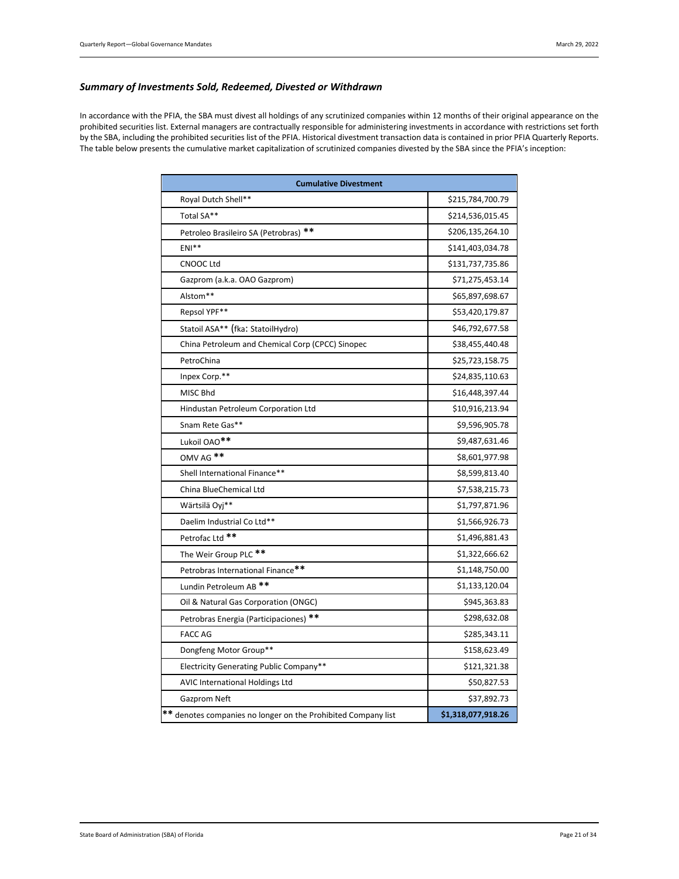### *Summary of Investments Sold, Redeemed, Divested or Withdrawn*

In accordance with the PFIA, the SBA must divest all holdings of any scrutinized companies within 12 months of their original appearance on the prohibited securities list. External managers are contractually responsible for administering investments in accordance with restrictions set forth by the SBA, including the prohibited securities list of the PFIA. Historical divestment transaction data is contained in prior PFIA Quarterly Reports. The table below presents the cumulative market capitalization of scrutinized companies divested by the SBA since the PFIA's inception:

| Cumulative Divestment | |
|---|---|
| Royal Dutch Shell** | $215,784,700.79 |
| Total SA** | $214,536,015.45 |
| Petroleo Brasileiro SA (Petrobras) ** | $206,135,264.10 |
| ENI** | $141,403,034.78 |
| CNOOC Ltd | $131,737,735.86 |
| Gazprom (a.k.a. OAO Gazprom) | $71,275,453.14 |
| Alstom** | $65,897,698.67 |
| Repsol YPF** | $53,420,179.87 |
| Statoil ASA** (fka: StatoilHydro) | $46,792,677.58 |
| China Petroleum and Chemical Corp (CPCC) Sinopec | $38,455,440.48 |
| PetroChina | $25,723,158.75 |
| Inpex Corp.** | $24,835,110.63 |
| MISC Bhd | $16,448,397.44 |
| Hindustan Petroleum Corporation Ltd | $10,916,213.94 |
| Snam Rete Gas** | $9,596,905.78 |
| Lukoil OAO** | $9,487,631.46 |
| OMV AG ** | $8,601,977.98 |
| Shell International Finance** | $8,599,813.40 |
| China BlueChemical Ltd | $7,538,215.73 |
| Wärtsilä Oyj** | $1,797,871.96 |
| Daelim Industrial Co Ltd** | $1,566,926.73 |
| Petrofac Ltd ** | $1,496,881.43 |
| The Weir Group PLC ** | $1,322,666.62 |
| Petrobras International Finance** | $1,148,750.00 |
| Lundin Petroleum AB ** | $1,133,120.04 |
| Oil & Natural Gas Corporation (ONGC) | $945,363.83 |
| Petrobras Energia (Participaciones) ** | $298,632.08 |
| FACC AG | $285,343.11 |
| Dongfeng Motor Group** | $158,623.49 |
| Electricity Generating Public Company** | $121,321.38 |
| AVIC International Holdings Ltd | $50,827.53 |
| Gazprom Neft | $37,892.73 |
| ** denotes companies no longer on the Prohibited Company list | **$1,318,077,918.26** |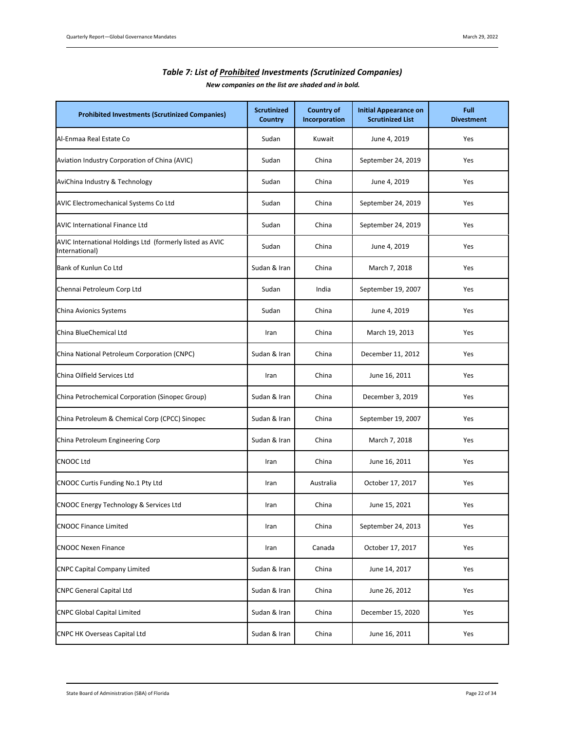### *Table 7: List of Prohibited Investments (Scrutinized Companies)*

***New companies on the list are shaded and in bold.***

| Prohibited Investments (Scrutinized Companies) | Scrutinized Country | Country of Incorporation | Initial Appearance on Scrutinized List | Full Divestment |
|---|---|---|---|---|
| Al-Enmaa Real Estate Co | Sudan | Kuwait | June 4, 2019 | Yes |
| Aviation Industry Corporation of China (AVIC) | Sudan | China | September 24, 2019 | Yes |
| AviChina Industry & Technology | Sudan | China | June 4, 2019 | Yes |
| AVIC Electromechanical Systems Co Ltd | Sudan | China | September 24, 2019 | Yes |
| AVIC International Finance Ltd | Sudan | China | September 24, 2019 | Yes |
| AVIC International Holdings Ltd (formerly listed as AVIC International) | Sudan | China | June 4, 2019 | Yes |
| Bank of Kunlun Co Ltd | Sudan & Iran | China | March 7, 2018 | Yes |
| Chennai Petroleum Corp Ltd | Sudan | India | September 19, 2007 | Yes |
| China Avionics Systems | Sudan | China | June 4, 2019 | Yes |
| China BlueChemical Ltd | Iran | China | March 19, 2013 | Yes |
| China National Petroleum Corporation (CNPC) | Sudan & Iran | China | December 11, 2012 | Yes |
| China Oilfield Services Ltd | Iran | China | June 16, 2011 | Yes |
| China Petrochemical Corporation (Sinopec Group) | Sudan & Iran | China | December 3, 2019 | Yes |
| China Petroleum & Chemical Corp (CPCC) Sinopec | Sudan & Iran | China | September 19, 2007 | Yes |
| China Petroleum Engineering Corp | Sudan & Iran | China | March 7, 2018 | Yes |
| CNOOC Ltd | Iran | China | June 16, 2011 | Yes |
| CNOOC Curtis Funding No.1 Pty Ltd | Iran | Australia | October 17, 2017 | Yes |
| CNOOC Energy Technology & Services Ltd | Iran | China | June 15, 2021 | Yes |
| CNOOC Finance Limited | Iran | China | September 24, 2013 | Yes |
| CNOOC Nexen Finance | Iran | Canada | October 17, 2017 | Yes |
| CNPC Capital Company Limited | Sudan & Iran | China | June 14, 2017 | Yes |
| CNPC General Capital Ltd | Sudan & Iran | China | June 26, 2012 | Yes |
| CNPC Global Capital Limited | Sudan & Iran | China | December 15, 2020 | Yes |
| CNPC HK Overseas Capital Ltd | Sudan & Iran | China | June 16, 2011 | Yes |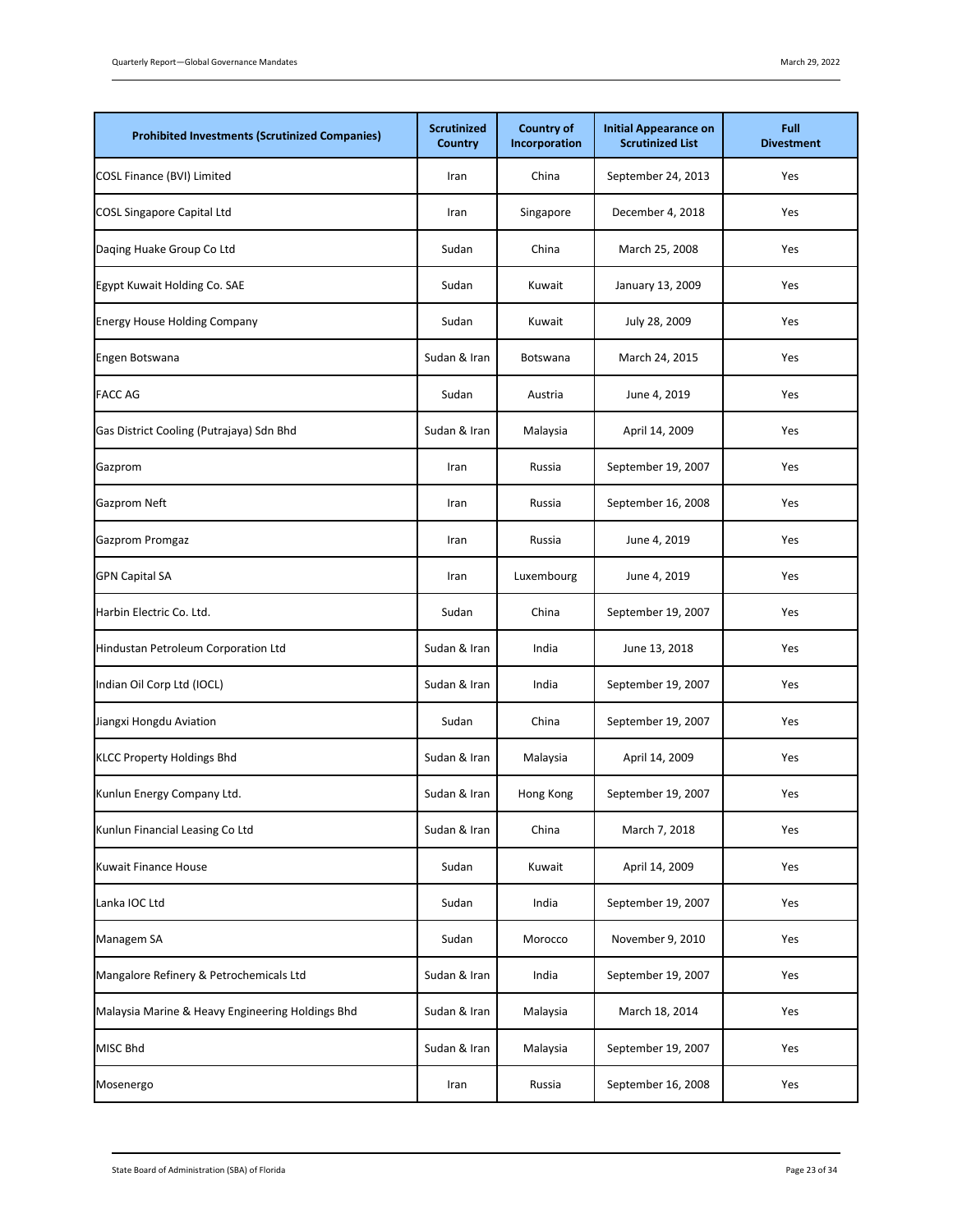| Prohibited Investments (Scrutinized Companies) | Scrutinized Country | Country of Incorporation | Initial Appearance on Scrutinized List | Full Divestment |
|---|---|---|---|---|
| COSL Finance (BVI) Limited | Iran | China | September 24, 2013 | Yes |
| COSL Singapore Capital Ltd | Iran | Singapore | December 4, 2018 | Yes |
| Daqing Huake Group Co Ltd | Sudan | China | March 25, 2008 | Yes |
| Egypt Kuwait Holding Co. SAE | Sudan | Kuwait | January 13, 2009 | Yes |
| Energy House Holding Company | Sudan | Kuwait | July 28, 2009 | Yes |
| Engen Botswana | Sudan & Iran | Botswana | March 24, 2015 | Yes |
| FACC AG | Sudan | Austria | June 4, 2019 | Yes |
| Gas District Cooling (Putrajaya) Sdn Bhd | Sudan & Iran | Malaysia | April 14, 2009 | Yes |
| Gazprom | Iran | Russia | September 19, 2007 | Yes |
| Gazprom Neft | Iran | Russia | September 16, 2008 | Yes |
| Gazprom Promgaz | Iran | Russia | June 4, 2019 | Yes |
| GPN Capital SA | Iran | Luxembourg | June 4, 2019 | Yes |
| Harbin Electric Co. Ltd. | Sudan | China | September 19, 2007 | Yes |
| Hindustan Petroleum Corporation Ltd | Sudan & Iran | India | June 13, 2018 | Yes |
| Indian Oil Corp Ltd (IOCL) | Sudan & Iran | India | September 19, 2007 | Yes |
| Jiangxi Hongdu Aviation | Sudan | China | September 19, 2007 | Yes |
| KLCC Property Holdings Bhd | Sudan & Iran | Malaysia | April 14, 2009 | Yes |
| Kunlun Energy Company Ltd. | Sudan & Iran | Hong Kong | September 19, 2007 | Yes |
| Kunlun Financial Leasing Co Ltd | Sudan & Iran | China | March 7, 2018 | Yes |
| Kuwait Finance House | Sudan | Kuwait | April 14, 2009 | Yes |
| Lanka IOC Ltd | Sudan | India | September 19, 2007 | Yes |
| Managem SA | Sudan | Morocco | November 9, 2010 | Yes |
| Mangalore Refinery & Petrochemicals Ltd | Sudan & Iran | India | September 19, 2007 | Yes |
| Malaysia Marine & Heavy Engineering Holdings Bhd | Sudan & Iran | Malaysia | March 18, 2014 | Yes |
| MISC Bhd | Sudan & Iran | Malaysia | September 19, 2007 | Yes |
| Mosenergo | Iran | Russia | September 16, 2008 | Yes |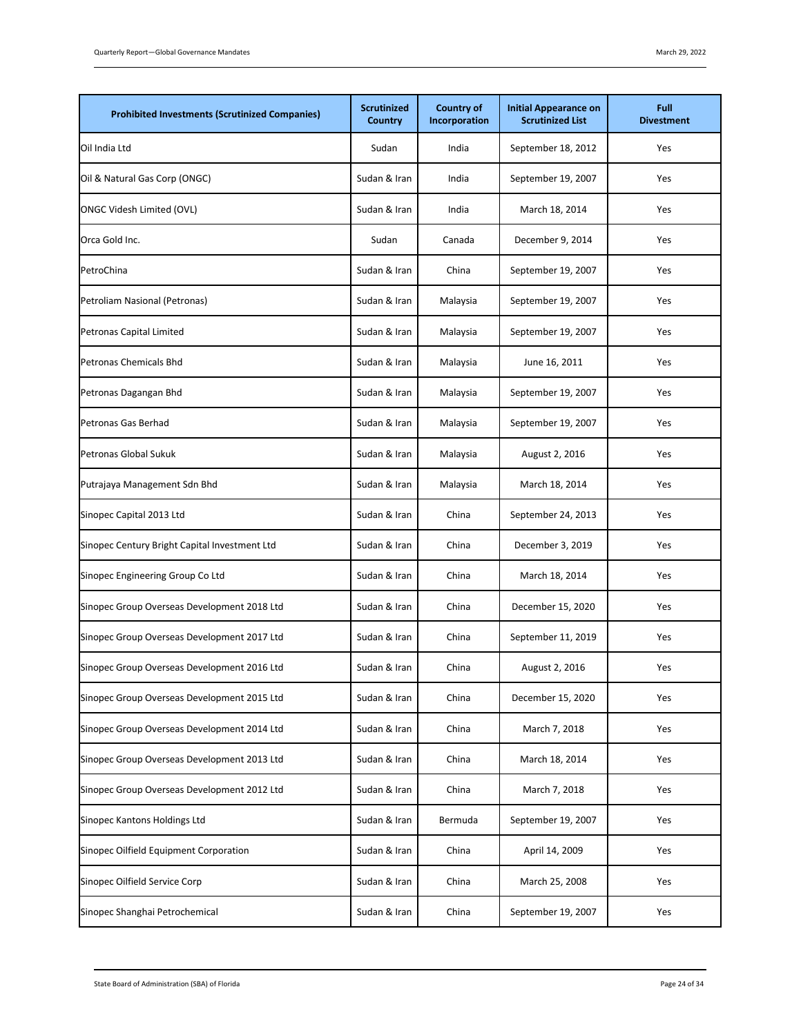| Prohibited Investments (Scrutinized Companies) | Scrutinized Country | Country of Incorporation | Initial Appearance on Scrutinized List | Full Divestment |
|---|---|---|---|---|
| Oil India Ltd | Sudan | India | September 18, 2012 | Yes |
| Oil & Natural Gas Corp (ONGC) | Sudan & Iran | India | September 19, 2007 | Yes |
| ONGC Videsh Limited (OVL) | Sudan & Iran | India | March 18, 2014 | Yes |
| Orca Gold Inc. | Sudan | Canada | December 9, 2014 | Yes |
| PetroChina | Sudan & Iran | China | September 19, 2007 | Yes |
| Petroliam Nasional (Petronas) | Sudan & Iran | Malaysia | September 19, 2007 | Yes |
| Petronas Capital Limited | Sudan & Iran | Malaysia | September 19, 2007 | Yes |
| Petronas Chemicals Bhd | Sudan & Iran | Malaysia | June 16, 2011 | Yes |
| Petronas Dagangan Bhd | Sudan & Iran | Malaysia | September 19, 2007 | Yes |
| Petronas Gas Berhad | Sudan & Iran | Malaysia | September 19, 2007 | Yes |
| Petronas Global Sukuk | Sudan & Iran | Malaysia | August 2, 2016 | Yes |
| Putrajaya Management Sdn Bhd | Sudan & Iran | Malaysia | March 18, 2014 | Yes |
| Sinopec Capital 2013 Ltd | Sudan & Iran | China | September 24, 2013 | Yes |
| Sinopec Century Bright Capital Investment Ltd | Sudan & Iran | China | December 3, 2019 | Yes |
| Sinopec Engineering Group Co Ltd | Sudan & Iran | China | March 18, 2014 | Yes |
| Sinopec Group Overseas Development 2018 Ltd | Sudan & Iran | China | December 15, 2020 | Yes |
| Sinopec Group Overseas Development 2017 Ltd | Sudan & Iran | China | September 11, 2019 | Yes |
| Sinopec Group Overseas Development 2016 Ltd | Sudan & Iran | China | August 2, 2016 | Yes |
| Sinopec Group Overseas Development 2015 Ltd | Sudan & Iran | China | December 15, 2020 | Yes |
| Sinopec Group Overseas Development 2014 Ltd | Sudan & Iran | China | March 7, 2018 | Yes |
| Sinopec Group Overseas Development 2013 Ltd | Sudan & Iran | China | March 18, 2014 | Yes |
| Sinopec Group Overseas Development 2012 Ltd | Sudan & Iran | China | March 7, 2018 | Yes |
| Sinopec Kantons Holdings Ltd | Sudan & Iran | Bermuda | September 19, 2007 | Yes |
| Sinopec Oilfield Equipment Corporation | Sudan & Iran | China | April 14, 2009 | Yes |
| Sinopec Oilfield Service Corp | Sudan & Iran | China | March 25, 2008 | Yes |
| Sinopec Shanghai Petrochemical | Sudan & Iran | China | September 19, 2007 | Yes |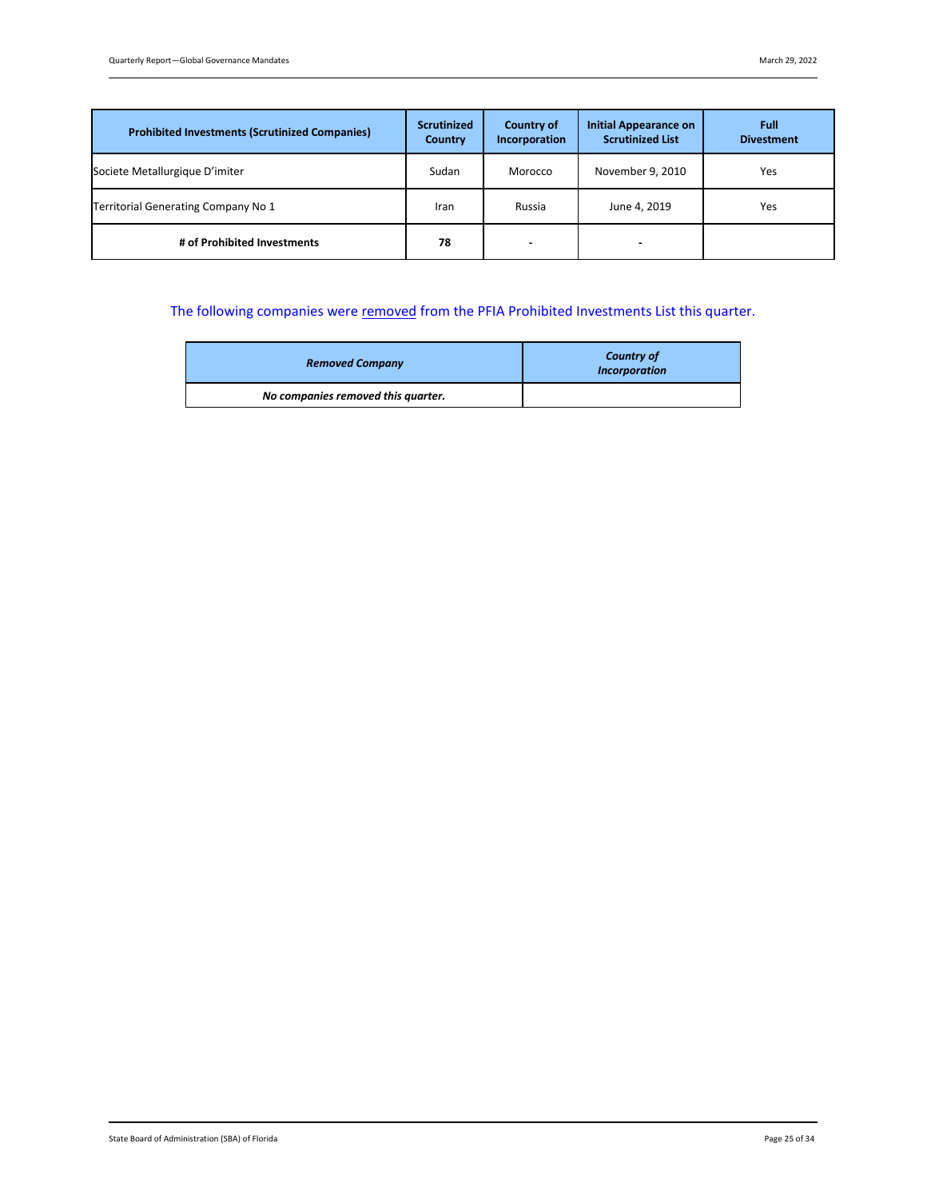| Prohibited Investments (Scrutinized Companies) | Scrutinized Country | Country of Incorporation | Initial Appearance on Scrutinized List | Full Divestment |
|---|---|---|---|---|
| Societe Metallurgique D'imiter | Sudan | Morocco | November 9, 2010 | Yes |
| Territorial Generating Company No 1 | Iran | Russia | June 4, 2019 | Yes |
| **# of Prohibited Investments** | **78** | - | - | |

The following companies were removed from the PFIA Prohibited Investments List this quarter.

| *Removed Company* | *Country of Incorporation* |
|---|---|
| ***No companies removed this quarter.*** | |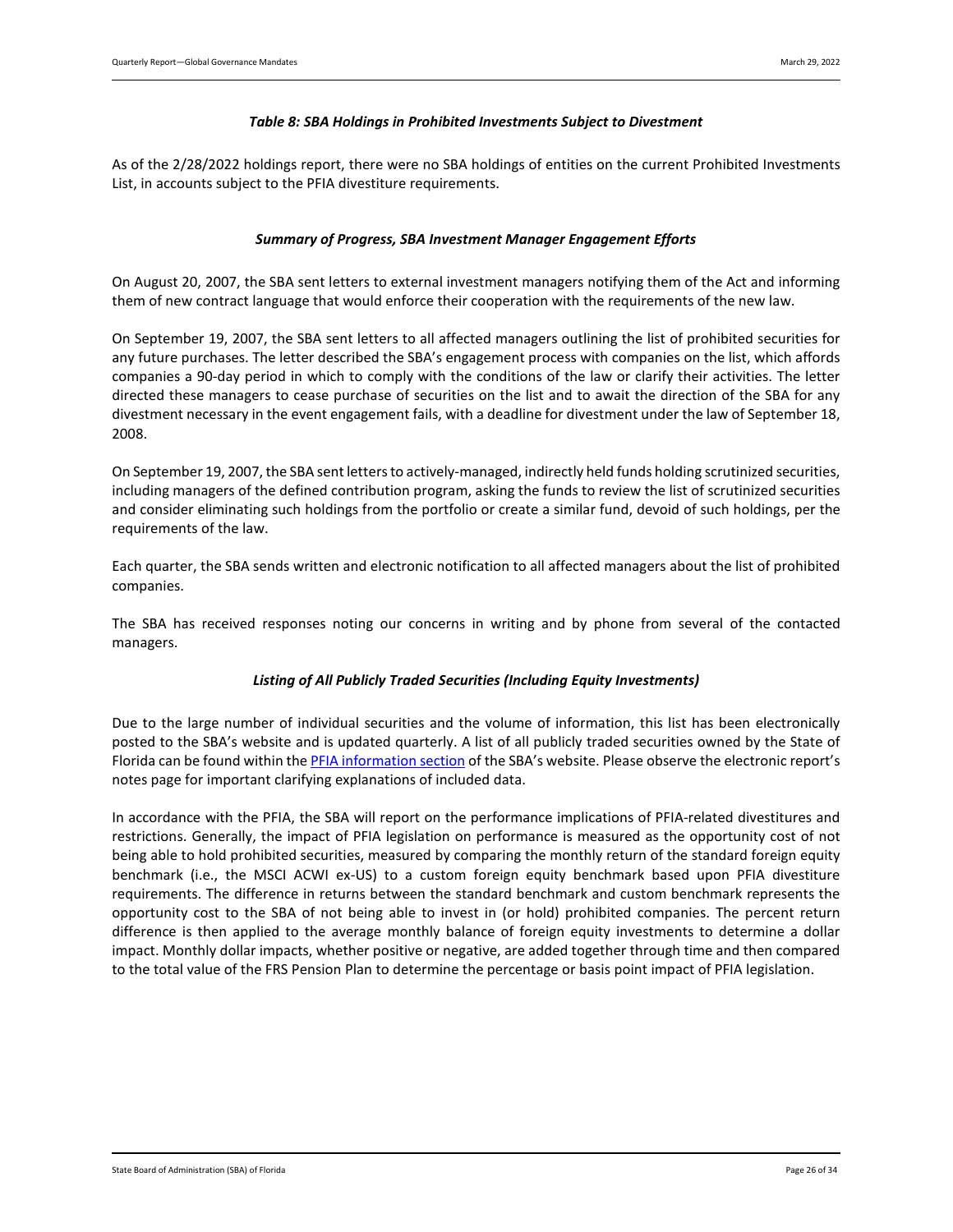### *Table 8: SBA Holdings in Prohibited Investments Subject to Divestment*

As of the 2/28/2022 holdings report, there were no SBA holdings of entities on the current Prohibited Investments List, in accounts subject to the PFIA divestiture requirements.

### *Summary of Progress, SBA Investment Manager Engagement Efforts*

On August 20, 2007, the SBA sent letters to external investment managers notifying them of the Act and informing them of new contract language that would enforce their cooperation with the requirements of the new law.

On September 19, 2007, the SBA sent letters to all affected managers outlining the list of prohibited securities for any future purchases. The letter described the SBA's engagement process with companies on the list, which affords companies a 90-day period in which to comply with the conditions of the law or clarify their activities. The letter directed these managers to cease purchase of securities on the list and to await the direction of the SBA for any divestment necessary in the event engagement fails, with a deadline for divestment under the law of September 18, 2008.

On September 19, 2007, the SBA sent letters to actively-managed, indirectly held funds holding scrutinized securities, including managers of the defined contribution program, asking the funds to review the list of scrutinized securities and consider eliminating such holdings from the portfolio or create a similar fund, devoid of such holdings, per the requirements of the law.

Each quarter, the SBA sends written and electronic notification to all affected managers about the list of prohibited companies.

The SBA has received responses noting our concerns in writing and by phone from several of the contacted managers.

### *Listing of All Publicly Traded Securities (Including Equity Investments)*

Due to the large number of individual securities and the volume of information, this list has been electronically posted to the SBA's website and is updated quarterly. A list of all publicly traded securities owned by the State of Florida can be found within the PFIA information section of the SBA's website. Please observe the electronic report's notes page for important clarifying explanations of included data.

In accordance with the PFIA, the SBA will report on the performance implications of PFIA-related divestitures and restrictions. Generally, the impact of PFIA legislation on performance is measured as the opportunity cost of not being able to hold prohibited securities, measured by comparing the monthly return of the standard foreign equity benchmark (i.e., the MSCI ACWI ex-US) to a custom foreign equity benchmark based upon PFIA divestiture requirements. The difference in returns between the standard benchmark and custom benchmark represents the opportunity cost to the SBA of not being able to invest in (or hold) prohibited companies. The percent return difference is then applied to the average monthly balance of foreign equity investments to determine a dollar impact. Monthly dollar impacts, whether positive or negative, are added together through time and then compared to the total value of the FRS Pension Plan to determine the percentage or basis point impact of PFIA legislation.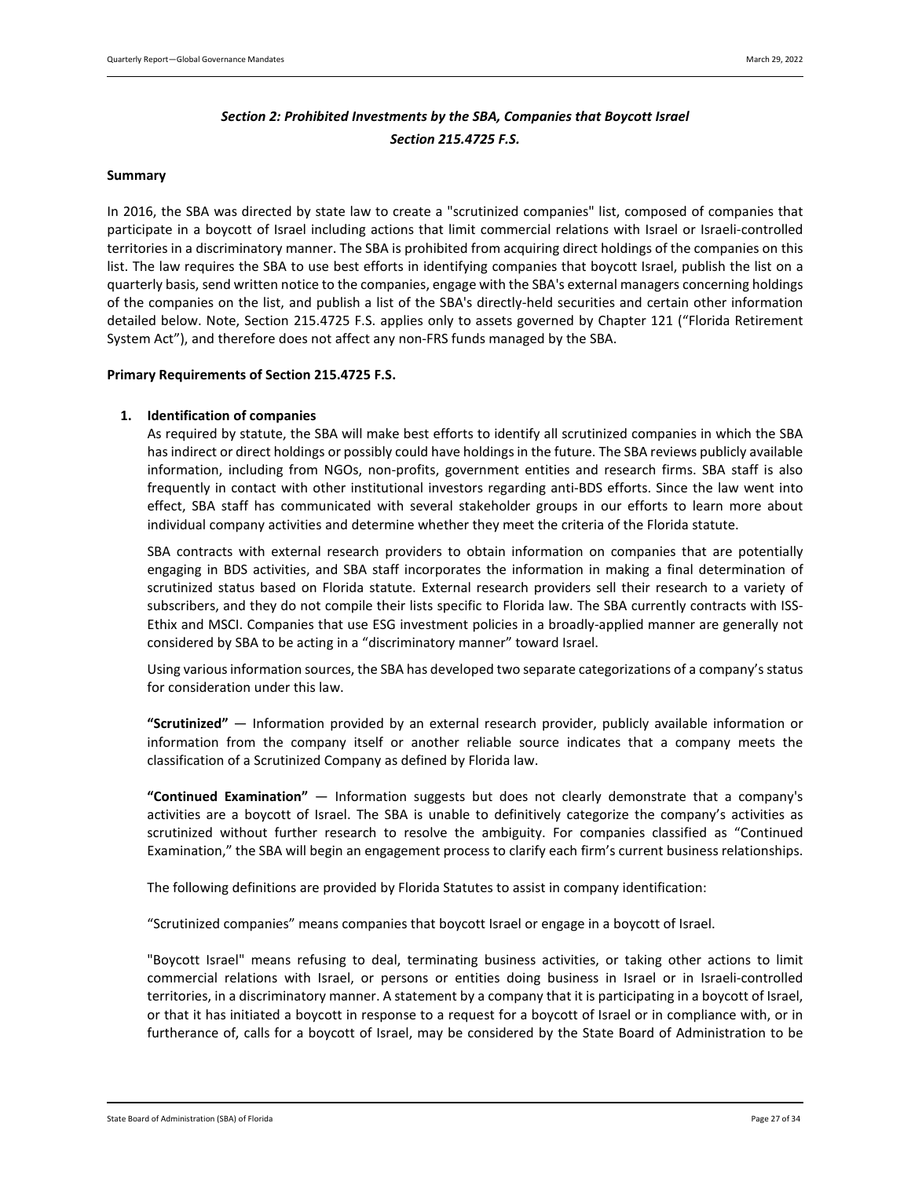## *Section 2: Prohibited Investments by the SBA, Companies that Boycott Israel*
## *Section 215.4725 F.S.*

**Summary**

In 2016, the SBA was directed by state law to create a "scrutinized companies" list, composed of companies that participate in a boycott of Israel including actions that limit commercial relations with Israel or Israeli-controlled territories in a discriminatory manner. The SBA is prohibited from acquiring direct holdings of the companies on this list. The law requires the SBA to use best efforts in identifying companies that boycott Israel, publish the list on a quarterly basis, send written notice to the companies, engage with the SBA's external managers concerning holdings of the companies on the list, and publish a list of the SBA's directly-held securities and certain other information detailed below. Note, Section 215.4725 F.S. applies only to assets governed by Chapter 121 ("Florida Retirement System Act"), and therefore does not affect any non-FRS funds managed by the SBA.

**Primary Requirements of Section 215.4725 F.S.**

1. **Identification of companies**

   As required by statute, the SBA will make best efforts to identify all scrutinized companies in which the SBA has indirect or direct holdings or possibly could have holdings in the future. The SBA reviews publicly available information, including from NGOs, non-profits, government entities and research firms. SBA staff is also frequently in contact with other institutional investors regarding anti-BDS efforts. Since the law went into effect, SBA staff has communicated with several stakeholder groups in our efforts to learn more about individual company activities and determine whether they meet the criteria of the Florida statute.

   SBA contracts with external research providers to obtain information on companies that are potentially engaging in BDS activities, and SBA staff incorporates the information in making a final determination of scrutinized status based on Florida statute. External research providers sell their research to a variety of subscribers, and they do not compile their lists specific to Florida law. The SBA currently contracts with ISS-Ethix and MSCI. Companies that use ESG investment policies in a broadly-applied manner are generally not considered by SBA to be acting in a "discriminatory manner" toward Israel.

   Using various information sources, the SBA has developed two separate categorizations of a company's status for consideration under this law.

   **"Scrutinized"** — Information provided by an external research provider, publicly available information or information from the company itself or another reliable source indicates that a company meets the classification of a Scrutinized Company as defined by Florida law.

   **"Continued Examination"** — Information suggests but does not clearly demonstrate that a company's activities are a boycott of Israel. The SBA is unable to definitively categorize the company's activities as scrutinized without further research to resolve the ambiguity. For companies classified as "Continued Examination," the SBA will begin an engagement process to clarify each firm's current business relationships.

   The following definitions are provided by Florida Statutes to assist in company identification:

   "Scrutinized companies" means companies that boycott Israel or engage in a boycott of Israel.

   "Boycott Israel" means refusing to deal, terminating business activities, or taking other actions to limit commercial relations with Israel, or persons or entities doing business in Israel or in Israeli-controlled territories, in a discriminatory manner. A statement by a company that it is participating in a boycott of Israel, or that it has initiated a boycott in response to a request for a boycott of Israel or in compliance with, or in furtherance of, calls for a boycott of Israel, may be considered by the State Board of Administration to be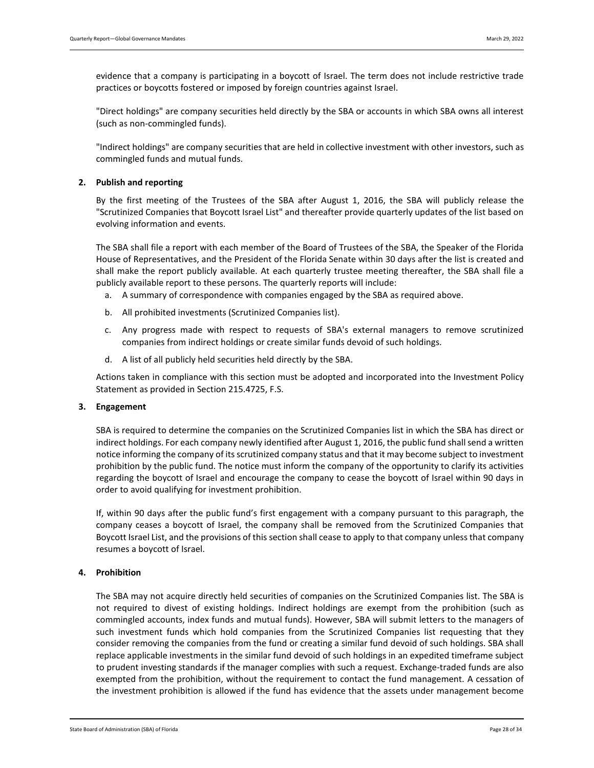evidence that a company is participating in a boycott of Israel. The term does not include restrictive trade practices or boycotts fostered or imposed by foreign countries against Israel.

"Direct holdings" are company securities held directly by the SBA or accounts in which SBA owns all interest (such as non-commingled funds).

"Indirect holdings" are company securities that are held in collective investment with other investors, such as commingled funds and mutual funds.

**2. Publish and reporting**

By the first meeting of the Trustees of the SBA after August 1, 2016, the SBA will publicly release the "Scrutinized Companies that Boycott Israel List" and thereafter provide quarterly updates of the list based on evolving information and events.

The SBA shall file a report with each member of the Board of Trustees of the SBA, the Speaker of the Florida House of Representatives, and the President of the Florida Senate within 30 days after the list is created and shall make the report publicly available. At each quarterly trustee meeting thereafter, the SBA shall file a publicly available report to these persons. The quarterly reports will include:

a. A summary of correspondence with companies engaged by the SBA as required above.
b. All prohibited investments (Scrutinized Companies list).
c. Any progress made with respect to requests of SBA's external managers to remove scrutinized companies from indirect holdings or create similar funds devoid of such holdings.
d. A list of all publicly held securities held directly by the SBA.

Actions taken in compliance with this section must be adopted and incorporated into the Investment Policy Statement as provided in Section 215.4725, F.S.

**3. Engagement**

SBA is required to determine the companies on the Scrutinized Companies list in which the SBA has direct or indirect holdings. For each company newly identified after August 1, 2016, the public fund shall send a written notice informing the company of its scrutinized company status and that it may become subject to investment prohibition by the public fund. The notice must inform the company of the opportunity to clarify its activities regarding the boycott of Israel and encourage the company to cease the boycott of Israel within 90 days in order to avoid qualifying for investment prohibition.

If, within 90 days after the public fund's first engagement with a company pursuant to this paragraph, the company ceases a boycott of Israel, the company shall be removed from the Scrutinized Companies that Boycott Israel List, and the provisions of this section shall cease to apply to that company unless that company resumes a boycott of Israel.

**4. Prohibition**

The SBA may not acquire directly held securities of companies on the Scrutinized Companies list. The SBA is not required to divest of existing holdings. Indirect holdings are exempt from the prohibition (such as commingled accounts, index funds and mutual funds). However, SBA will submit letters to the managers of such investment funds which hold companies from the Scrutinized Companies list requesting that they consider removing the companies from the fund or creating a similar fund devoid of such holdings. SBA shall replace applicable investments in the similar fund devoid of such holdings in an expedited timeframe subject to prudent investing standards if the manager complies with such a request. Exchange-traded funds are also exempted from the prohibition, without the requirement to contact the fund management. A cessation of the investment prohibition is allowed if the fund has evidence that the assets under management become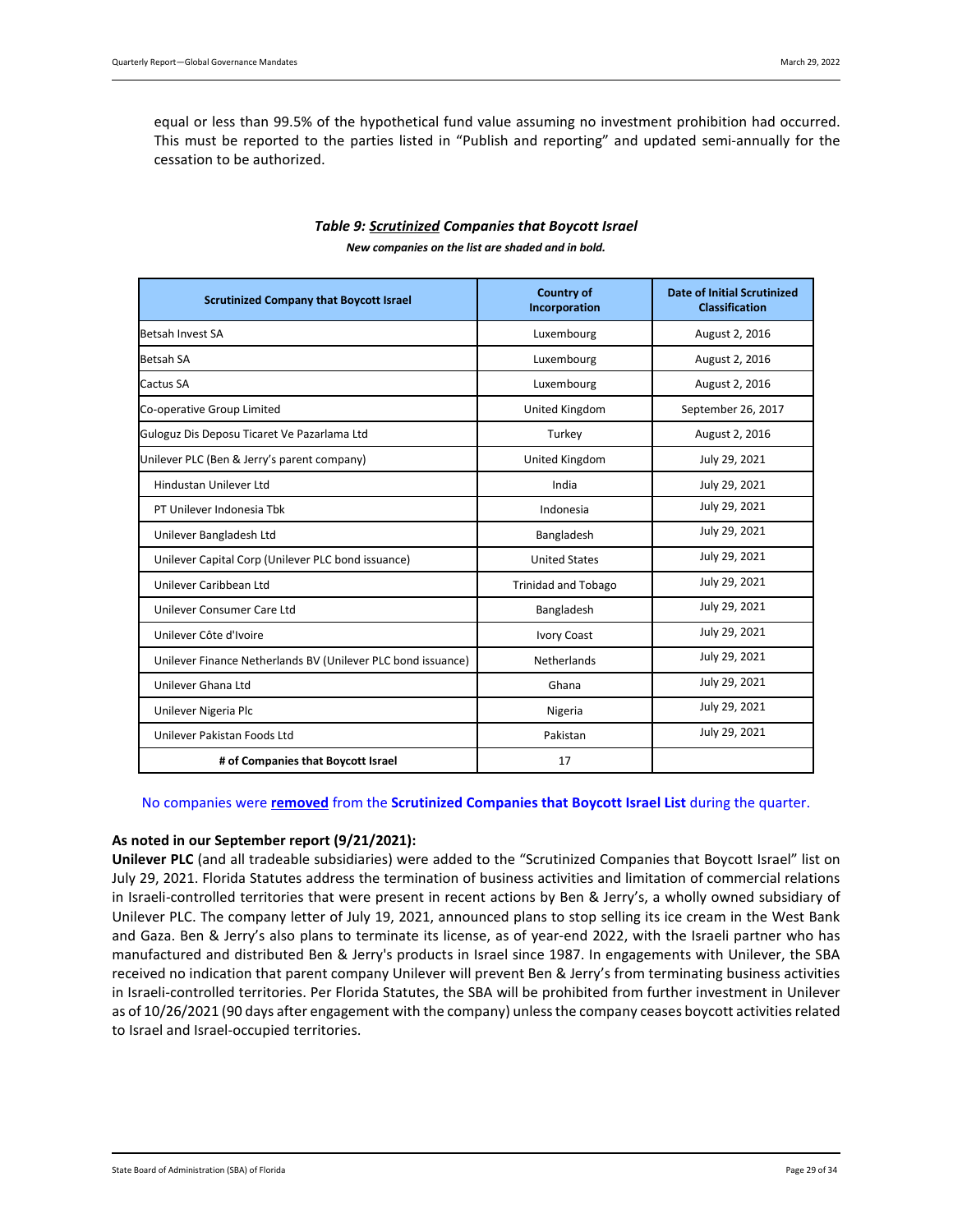equal or less than 99.5% of the hypothetical fund value assuming no investment prohibition had occurred. This must be reported to the parties listed in "Publish and reporting" and updated semi-annually for the cessation to be authorized.

***Table 9: Scrutinized Companies that Boycott Israel***

***New companies on the list are shaded and in bold.***

| Scrutinized Company that Boycott Israel | Country of Incorporation | Date of Initial Scrutinized Classification |
|---|---|---|
| Betsah Invest SA | Luxembourg | August 2, 2016 |
| Betsah SA | Luxembourg | August 2, 2016 |
| Cactus SA | Luxembourg | August 2, 2016 |
| Co-operative Group Limited | United Kingdom | September 26, 2017 |
| Guloguz Dis Deposu Ticaret Ve Pazarlama Ltd | Turkey | August 2, 2016 |
| Unilever PLC (Ben & Jerry's parent company) | United Kingdom | July 29, 2021 |
| Hindustan Unilever Ltd | India | July 29, 2021 |
| PT Unilever Indonesia Tbk | Indonesia | July 29, 2021 |
| Unilever Bangladesh Ltd | Bangladesh | July 29, 2021 |
| Unilever Capital Corp (Unilever PLC bond issuance) | United States | July 29, 2021 |
| Unilever Caribbean Ltd | Trinidad and Tobago | July 29, 2021 |
| Unilever Consumer Care Ltd | Bangladesh | July 29, 2021 |
| Unilever Côte d'Ivoire | Ivory Coast | July 29, 2021 |
| Unilever Finance Netherlands BV (Unilever PLC bond issuance) | Netherlands | July 29, 2021 |
| Unilever Ghana Ltd | Ghana | July 29, 2021 |
| Unilever Nigeria Plc | Nigeria | July 29, 2021 |
| Unilever Pakistan Foods Ltd | Pakistan | July 29, 2021 |
| **# of Companies that Boycott Israel** | 17 | |

No companies were **removed** from the **Scrutinized Companies that Boycott Israel List** during the quarter.

**As noted in our September report (9/21/2021):**

**Unilever PLC** (and all tradeable subsidiaries) were added to the "Scrutinized Companies that Boycott Israel" list on July 29, 2021. Florida Statutes address the termination of business activities and limitation of commercial relations in Israeli-controlled territories that were present in recent actions by Ben & Jerry's, a wholly owned subsidiary of Unilever PLC. The company letter of July 19, 2021, announced plans to stop selling its ice cream in the West Bank and Gaza. Ben & Jerry's also plans to terminate its license, as of year-end 2022, with the Israeli partner who has manufactured and distributed Ben & Jerry's products in Israel since 1987. In engagements with Unilever, the SBA received no indication that parent company Unilever will prevent Ben & Jerry's from terminating business activities in Israeli-controlled territories. Per Florida Statutes, the SBA will be prohibited from further investment in Unilever as of 10/26/2021 (90 days after engagement with the company) unless the company ceases boycott activities related to Israel and Israel-occupied territories.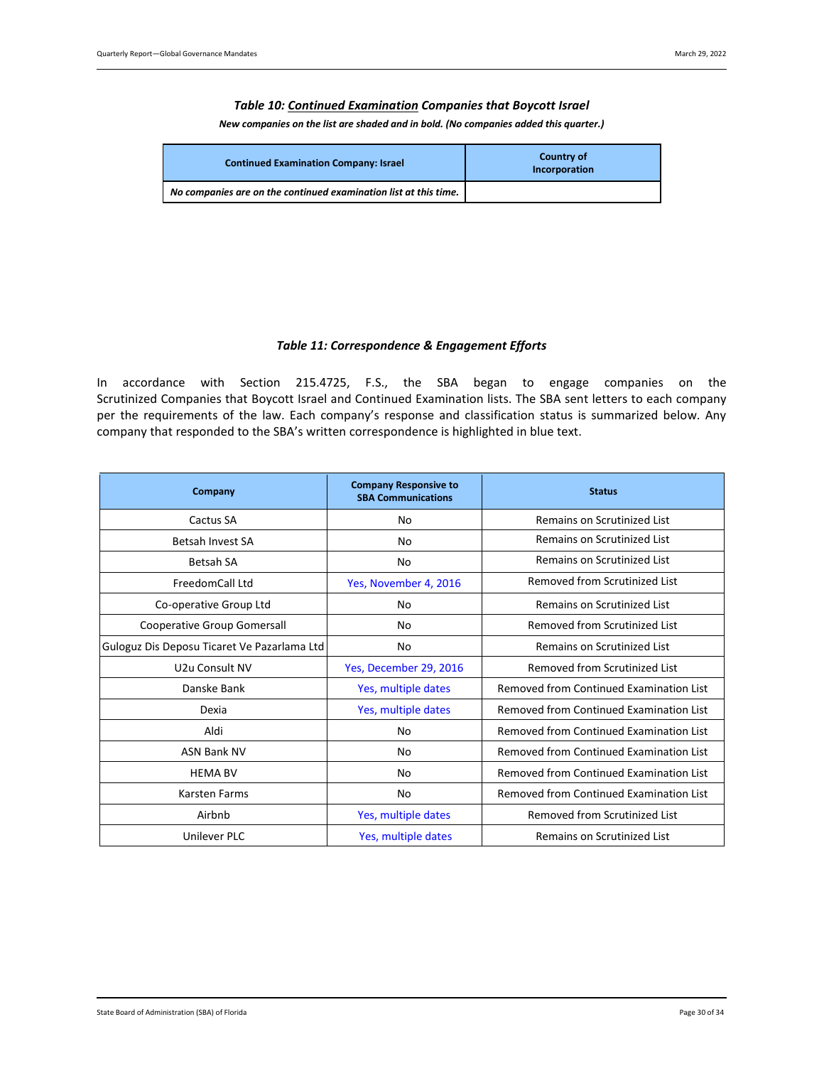### *Table 10: Continued Examination Companies that Boycott Israel*

***New companies on the list are shaded and in bold. (No companies added this quarter.)***

| Continued Examination Company: Israel | Country of Incorporation |
|---|---|
| *No companies are on the continued examination list at this time.* | |

### *Table 11: Correspondence & Engagement Efforts*

In accordance with Section 215.4725, F.S., the SBA began to engage companies on the Scrutinized Companies that Boycott Israel and Continued Examination lists. The SBA sent letters to each company per the requirements of the law. Each company's response and classification status is summarized below. Any company that responded to the SBA's written correspondence is highlighted in blue text.

| Company | Company Responsive to SBA Communications | Status |
|---|---|---|
| Cactus SA | No | Remains on Scrutinized List |
| Betsah Invest SA | No | Remains on Scrutinized List |
| Betsah SA | No | Remains on Scrutinized List |
| FreedomCall Ltd | Yes, November 4, 2016 | Removed from Scrutinized List |
| Co-operative Group Ltd | No | Remains on Scrutinized List |
| Cooperative Group Gomersall | No | Removed from Scrutinized List |
| Guloguz Dis Deposu Ticaret Ve Pazarlama Ltd | No | Remains on Scrutinized List |
| U2u Consult NV | Yes, December 29, 2016 | Removed from Scrutinized List |
| Danske Bank | Yes, multiple dates | Removed from Continued Examination List |
| Dexia | Yes, multiple dates | Removed from Continued Examination List |
| Aldi | No | Removed from Continued Examination List |
| ASN Bank NV | No | Removed from Continued Examination List |
| HEMA BV | No | Removed from Continued Examination List |
| Karsten Farms | No | Removed from Continued Examination List |
| Airbnb | Yes, multiple dates | Removed from Scrutinized List |
| Unilever PLC | Yes, multiple dates | Remains on Scrutinized List |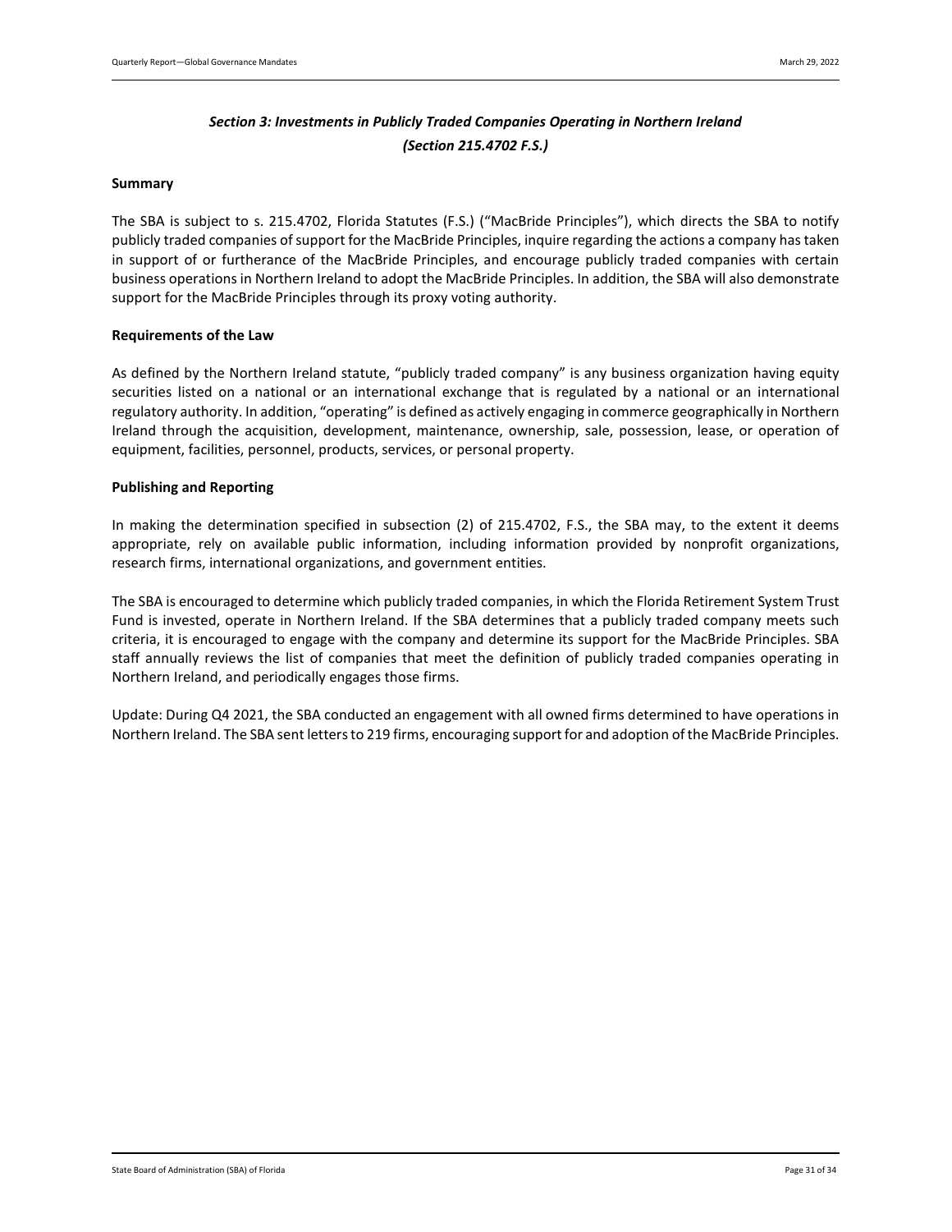## *Section 3: Investments in Publicly Traded Companies Operating in Northern Ireland (Section 215.4702 F.S.)*

### Summary

The SBA is subject to s. 215.4702, Florida Statutes (F.S.) ("MacBride Principles"), which directs the SBA to notify publicly traded companies of support for the MacBride Principles, inquire regarding the actions a company has taken in support of or furtherance of the MacBride Principles, and encourage publicly traded companies with certain business operations in Northern Ireland to adopt the MacBride Principles. In addition, the SBA will also demonstrate support for the MacBride Principles through its proxy voting authority.

### Requirements of the Law

As defined by the Northern Ireland statute, "publicly traded company" is any business organization having equity securities listed on a national or an international exchange that is regulated by a national or an international regulatory authority. In addition, "operating" is defined as actively engaging in commerce geographically in Northern Ireland through the acquisition, development, maintenance, ownership, sale, possession, lease, or operation of equipment, facilities, personnel, products, services, or personal property.

### Publishing and Reporting

In making the determination specified in subsection (2) of 215.4702, F.S., the SBA may, to the extent it deems appropriate, rely on available public information, including information provided by nonprofit organizations, research firms, international organizations, and government entities.

The SBA is encouraged to determine which publicly traded companies, in which the Florida Retirement System Trust Fund is invested, operate in Northern Ireland. If the SBA determines that a publicly traded company meets such criteria, it is encouraged to engage with the company and determine its support for the MacBride Principles. SBA staff annually reviews the list of companies that meet the definition of publicly traded companies operating in Northern Ireland, and periodically engages those firms.

Update: During Q4 2021, the SBA conducted an engagement with all owned firms determined to have operations in Northern Ireland. The SBA sent letters to 219 firms, encouraging support for and adoption of the MacBride Principles.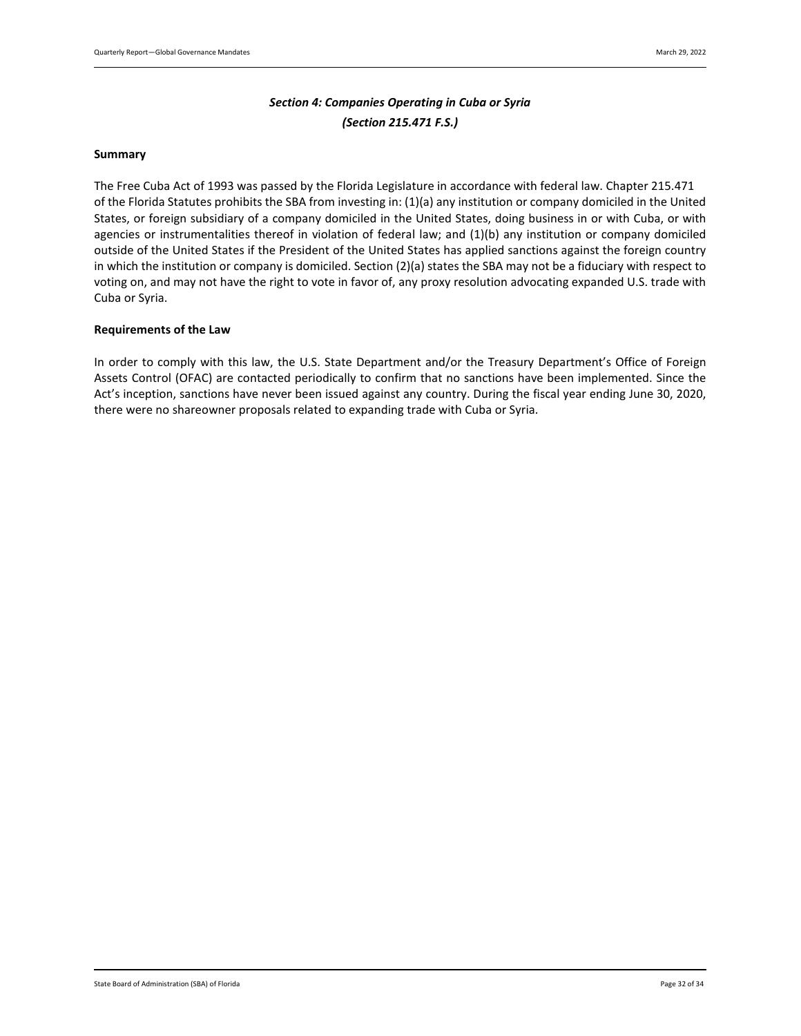## *Section 4: Companies Operating in Cuba or Syria*
## *(Section 215.471 F.S.)*

**Summary**

The Free Cuba Act of 1993 was passed by the Florida Legislature in accordance with federal law. Chapter 215.471 of the Florida Statutes prohibits the SBA from investing in: (1)(a) any institution or company domiciled in the United States, or foreign subsidiary of a company domiciled in the United States, doing business in or with Cuba, or with agencies or instrumentalities thereof in violation of federal law; and (1)(b) any institution or company domiciled outside of the United States if the President of the United States has applied sanctions against the foreign country in which the institution or company is domiciled. Section (2)(a) states the SBA may not be a fiduciary with respect to voting on, and may not have the right to vote in favor of, any proxy resolution advocating expanded U.S. trade with Cuba or Syria.

**Requirements of the Law**

In order to comply with this law, the U.S. State Department and/or the Treasury Department's Office of Foreign Assets Control (OFAC) are contacted periodically to confirm that no sanctions have been implemented. Since the Act's inception, sanctions have never been issued against any country. During the fiscal year ending June 30, 2020, there were no shareowner proposals related to expanding trade with Cuba or Syria.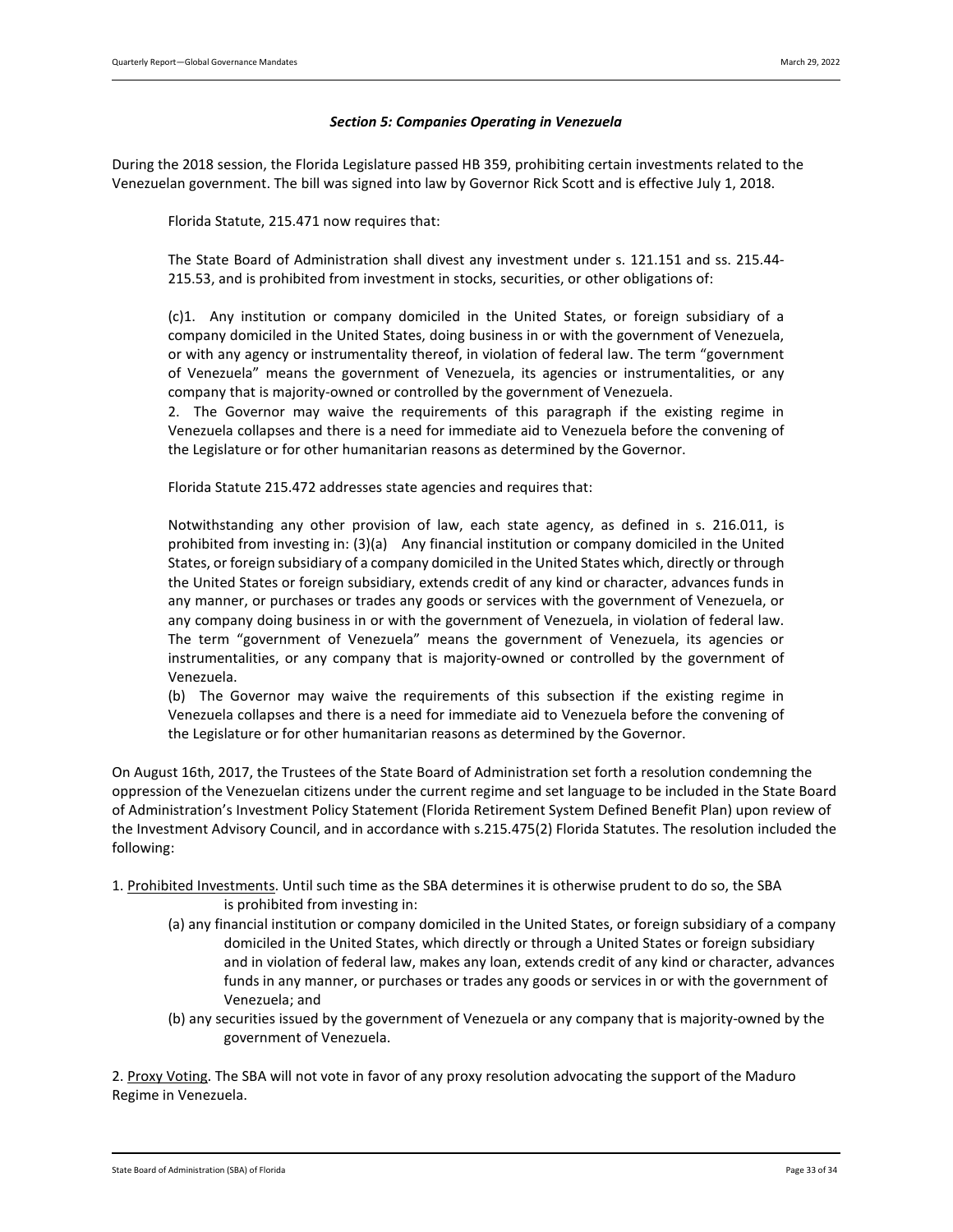### *Section 5: Companies Operating in Venezuela*

During the 2018 session, the Florida Legislature passed HB 359, prohibiting certain investments related to the Venezuelan government. The bill was signed into law by Governor Rick Scott and is effective July 1, 2018.

> Florida Statute, 215.471 now requires that:
>
> The State Board of Administration shall divest any investment under s. 121.151 and ss. 215.44-215.53, and is prohibited from investment in stocks, securities, or other obligations of:
>
> (c)1. Any institution or company domiciled in the United States, or foreign subsidiary of a company domiciled in the United States, doing business in or with the government of Venezuela, or with any agency or instrumentality thereof, in violation of federal law. The term "government of Venezuela" means the government of Venezuela, its agencies or instrumentalities, or any company that is majority-owned or controlled by the government of Venezuela.
> 2. The Governor may waive the requirements of this paragraph if the existing regime in Venezuela collapses and there is a need for immediate aid to Venezuela before the convening of the Legislature or for other humanitarian reasons as determined by the Governor.
>
> Florida Statute 215.472 addresses state agencies and requires that:
>
> Notwithstanding any other provision of law, each state agency, as defined in s. 216.011, is prohibited from investing in: (3)(a) Any financial institution or company domiciled in the United States, or foreign subsidiary of a company domiciled in the United States which, directly or through the United States or foreign subsidiary, extends credit of any kind or character, advances funds in any manner, or purchases or trades any goods or services with the government of Venezuela, or any company doing business in or with the government of Venezuela, in violation of federal law. The term "government of Venezuela" means the government of Venezuela, its agencies or instrumentalities, or any company that is majority-owned or controlled by the government of Venezuela.
> (b) The Governor may waive the requirements of this subsection if the existing regime in Venezuela collapses and there is a need for immediate aid to Venezuela before the convening of the Legislature or for other humanitarian reasons as determined by the Governor.

On August 16th, 2017, the Trustees of the State Board of Administration set forth a resolution condemning the oppression of the Venezuelan citizens under the current regime and set language to be included in the State Board of Administration's Investment Policy Statement (Florida Retirement System Defined Benefit Plan) upon review of the Investment Advisory Council, and in accordance with s.215.475(2) Florida Statutes. The resolution included the following:

1. <u>Prohibited Investments</u>. Until such time as the SBA determines it is otherwise prudent to do so, the SBA is prohibited from investing in:
   - (a) any financial institution or company domiciled in the United States, or foreign subsidiary of a company domiciled in the United States, which directly or through a United States or foreign subsidiary and in violation of federal law, makes any loan, extends credit of any kind or character, advances funds in any manner, or purchases or trades any goods or services in or with the government of Venezuela; and
   - (b) any securities issued by the government of Venezuela or any company that is majority-owned by the government of Venezuela.

2. <u>Proxy Voting</u>. The SBA will not vote in favor of any proxy resolution advocating the support of the Maduro Regime in Venezuela.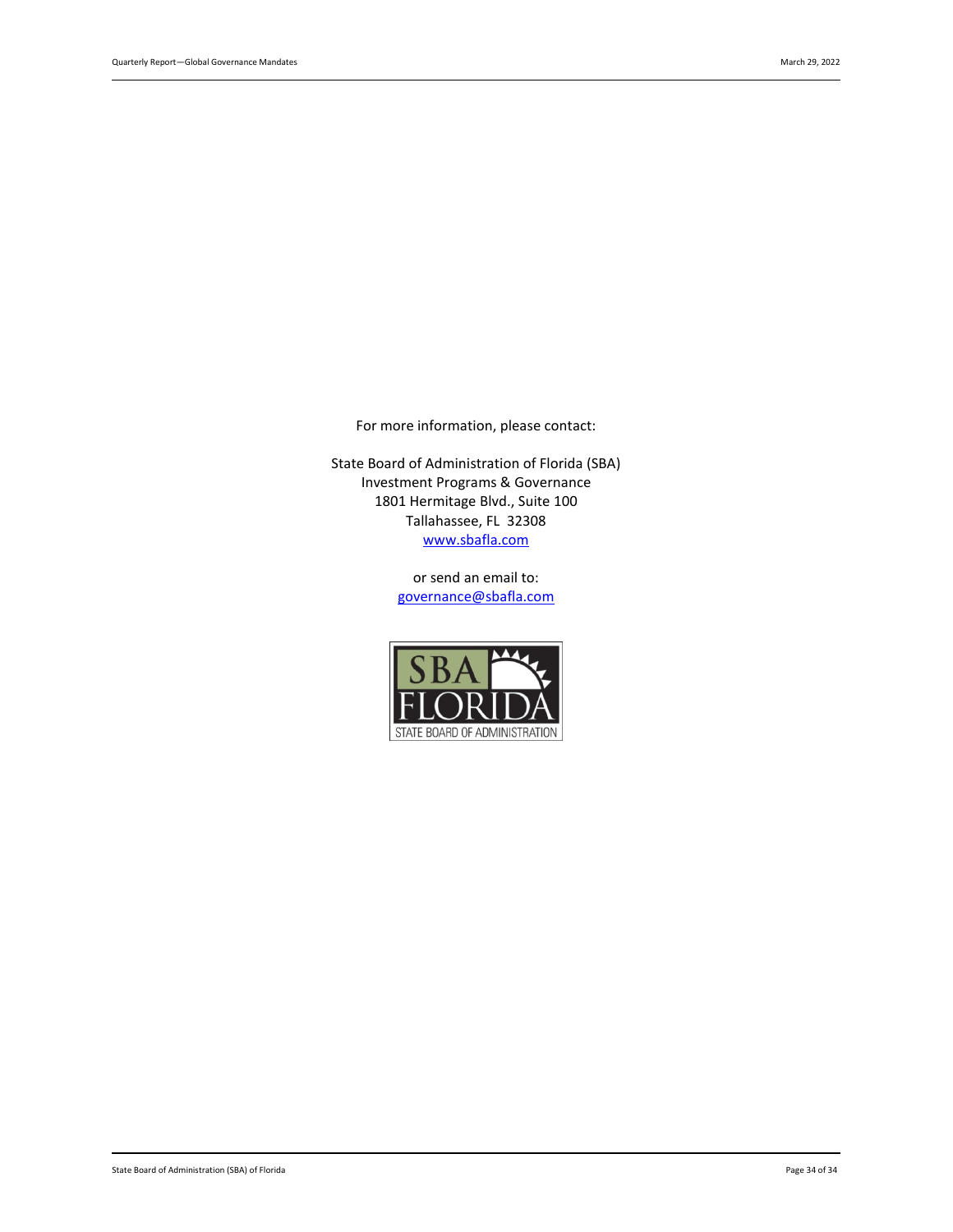For more information, please contact:

State Board of Administration of Florida (SBA)
Investment Programs & Governance
1801 Hermitage Blvd., Suite 100
Tallahassee, FL 32308
[www.sbafla.com](http://www.sbafla.com)

or send an email to:
[governance@sbafla.com](mailto:governance@sbafla.com)

SBA FLORIDA
STATE BOARD OF ADMINISTRATION